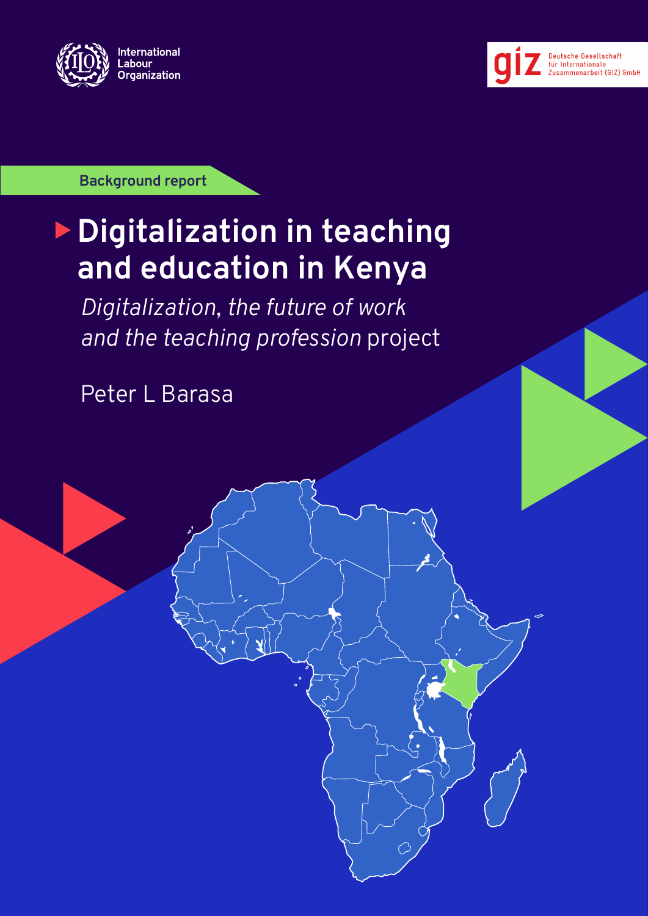International Labour Organization

Deutsche Gesellschaft für Internationale Zusammenarbeit (GIZ) GmbH

Background report

# Digitalization in teaching and education in Kenya

*Digitalization, the future of work and the teaching profession* project

Peter L Barasa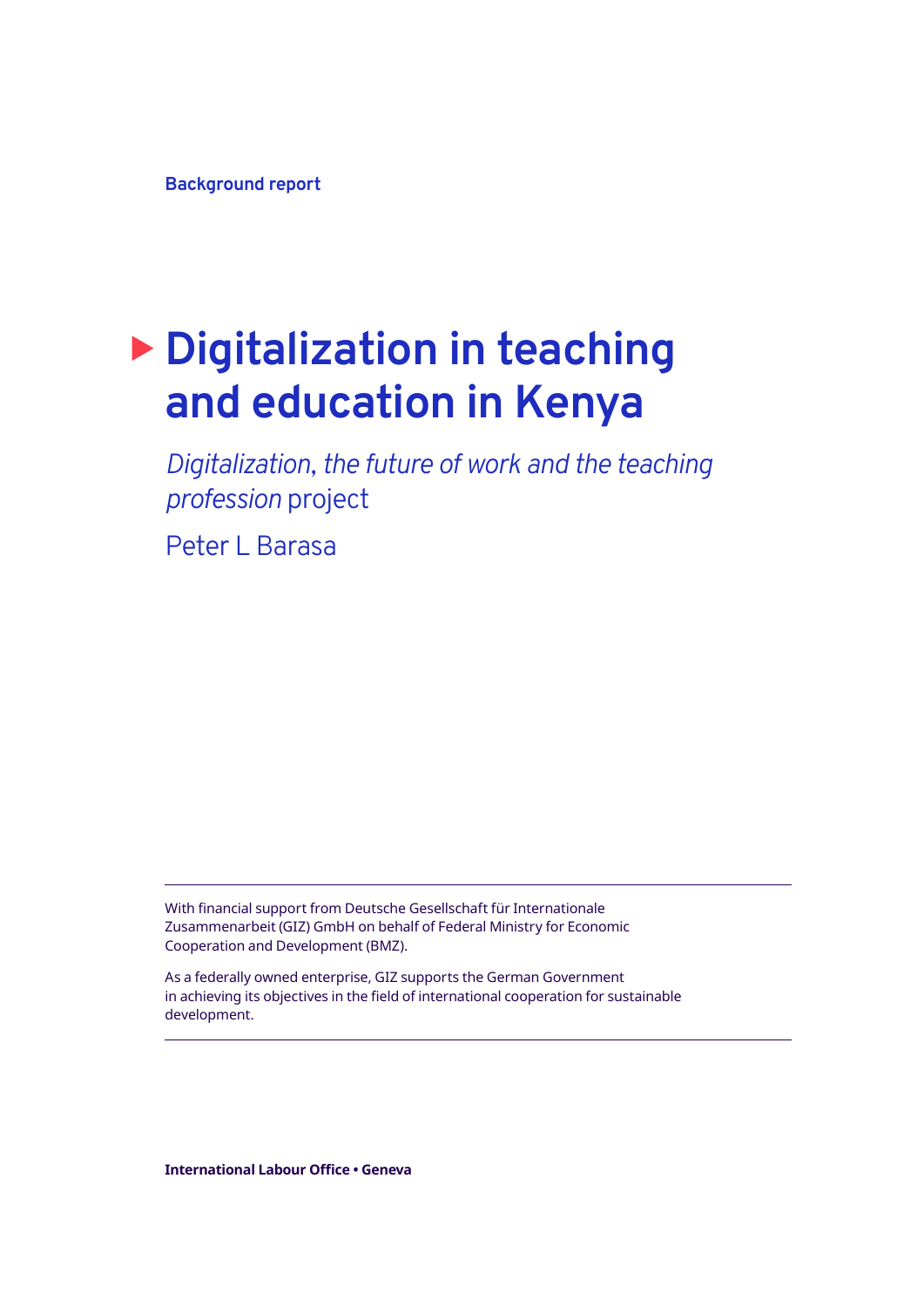**Background report**

# Digitalization in teaching and education in Kenya

*Digitalization, the future of work and the teaching profession* project

Peter L Barasa

---

With financial support from Deutsche Gesellschaft für Internationale Zusammenarbeit (GIZ) GmbH on behalf of Federal Ministry for Economic Cooperation and Development (BMZ).

As a federally owned enterprise, GIZ supports the German Government in achieving its objectives in the field of international cooperation for sustainable development.

---

**International Labour Office • Geneva**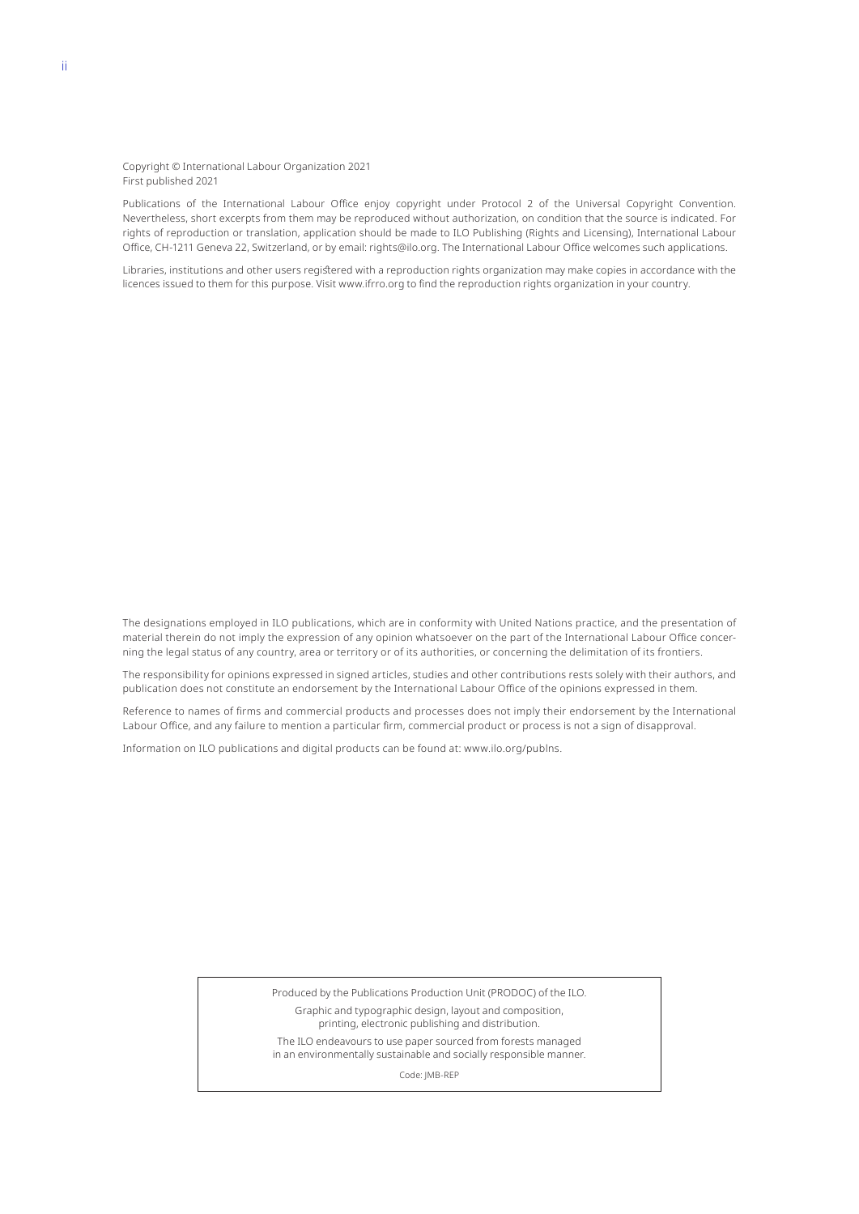Copyright © International Labour Organization 2021
First published 2021

Publications of the International Labour Office enjoy copyright under Protocol 2 of the Universal Copyright Convention. Nevertheless, short excerpts from them may be reproduced without authorization, on condition that the source is indicated. For rights of reproduction or translation, application should be made to ILO Publishing (Rights and Licensing), International Labour Office, CH-1211 Geneva 22, Switzerland, or by email: rights@ilo.org. The International Labour Office welcomes such applications.

Libraries, institutions and other users registered with a reproduction rights organization may make copies in accordance with the licences issued to them for this purpose. Visit www.ifrro.org to find the reproduction rights organization in your country.

The designations employed in ILO publications, which are in conformity with United Nations practice, and the presentation of material therein do not imply the expression of any opinion whatsoever on the part of the International Labour Office concerning the legal status of any country, area or territory or of its authorities, or concerning the delimitation of its frontiers.

The responsibility for opinions expressed in signed articles, studies and other contributions rests solely with their authors, and publication does not constitute an endorsement by the International Labour Office of the opinions expressed in them.

Reference to names of firms and commercial products and processes does not imply their endorsement by the International Labour Office, and any failure to mention a particular firm, commercial product or process is not a sign of disapproval.

Information on ILO publications and digital products can be found at: www.ilo.org/publns.

Produced by the Publications Production Unit (PRODOC) of the ILO.

Graphic and typographic design, layout and composition, printing, electronic publishing and distribution.

The ILO endeavours to use paper sourced from forests managed in an environmentally sustainable and socially responsible manner.

Code: JMB-REP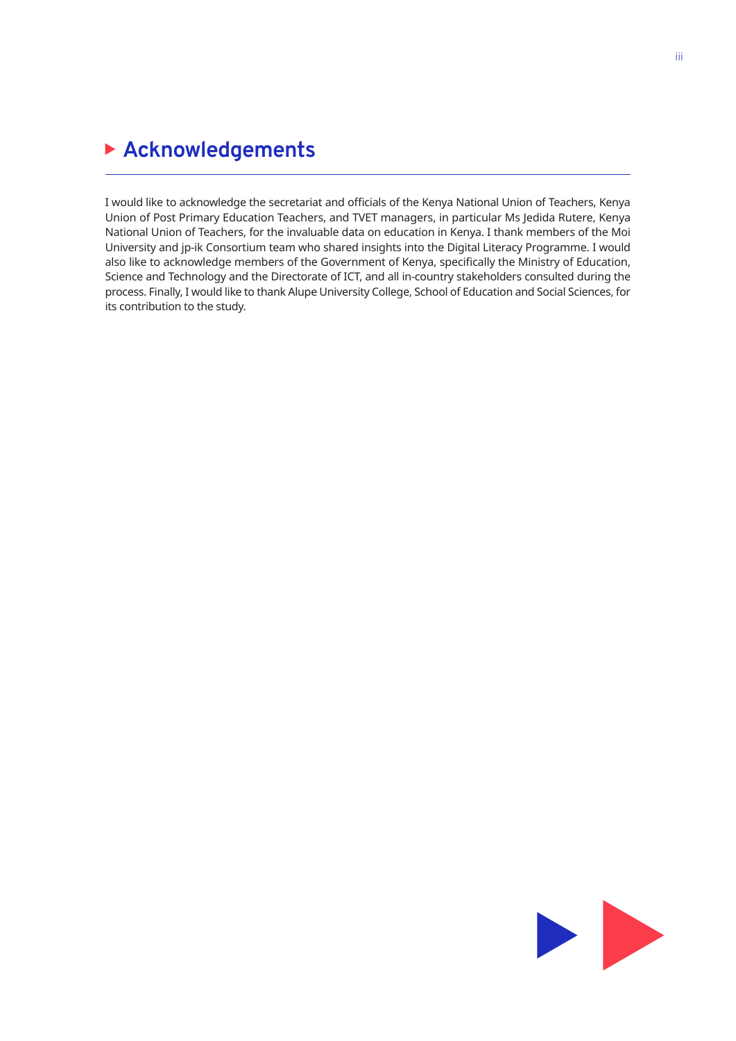# Acknowledgements

I would like to acknowledge the secretariat and officials of the Kenya National Union of Teachers, Kenya Union of Post Primary Education Teachers, and TVET managers, in particular Ms Jedida Rutere, Kenya National Union of Teachers, for the invaluable data on education in Kenya. I thank members of the Moi University and jp-ik Consortium team who shared insights into the Digital Literacy Programme. I would also like to acknowledge members of the Government of Kenya, specifically the Ministry of Education, Science and Technology and the Directorate of ICT, and all in-country stakeholders consulted during the process. Finally, I would like to thank Alupe University College, School of Education and Social Sciences, for its contribution to the study.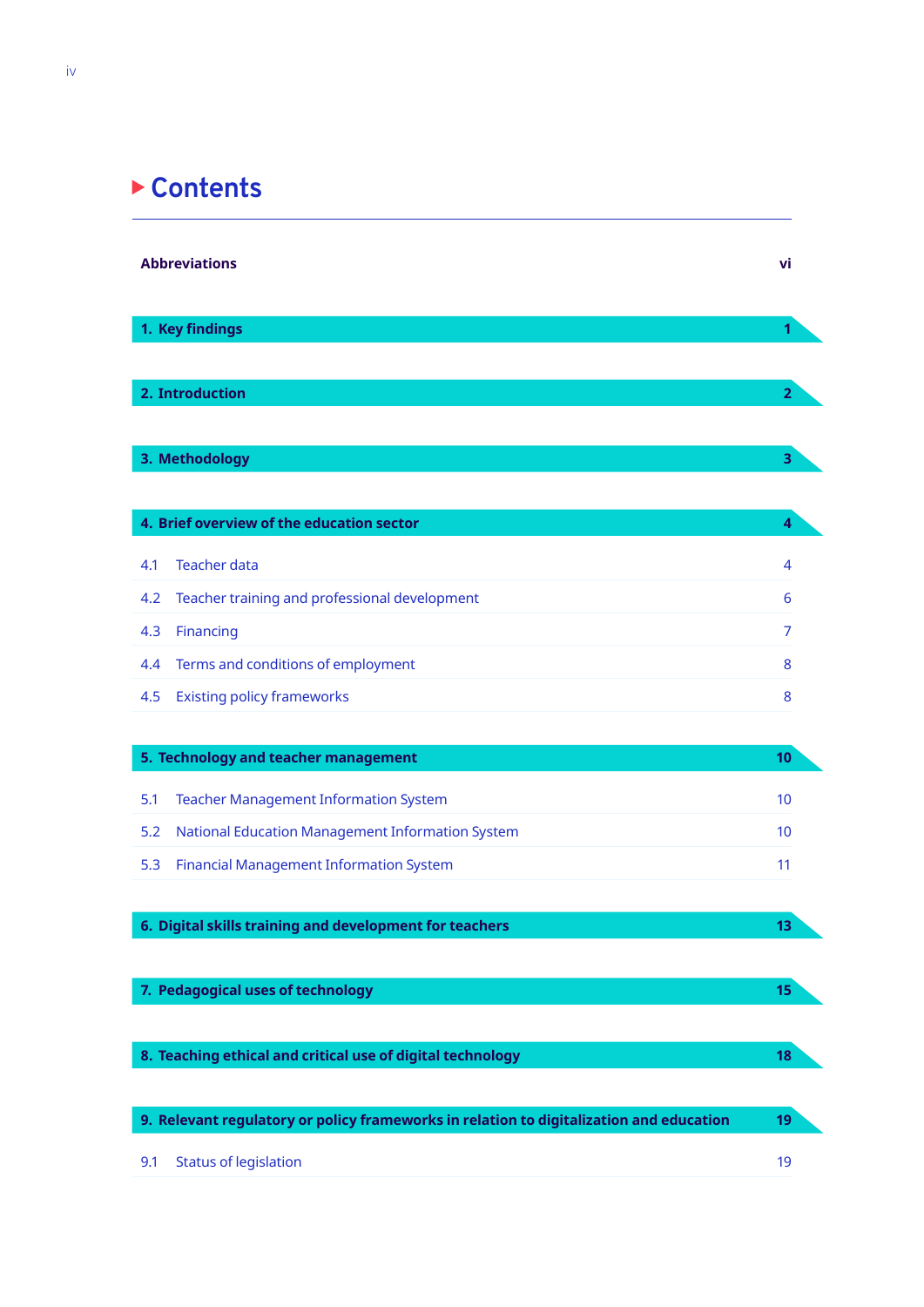# Contents

| | |
|---|---|
| **Abbreviations** | **vi** |
| **1. Key findings** | **1** |
| **2. Introduction** | **2** |
| **3. Methodology** | **3** |
| **4. Brief overview of the education sector** | **4** |
| 4.1 Teacher data | 4 |
| 4.2 Teacher training and professional development | 6 |
| 4.3 Financing | 7 |
| 4.4 Terms and conditions of employment | 8 |
| 4.5 Existing policy frameworks | 8 |
| **5. Technology and teacher management** | **10** |
| 5.1 Teacher Management Information System | 10 |
| 5.2 National Education Management Information System | 10 |
| 5.3 Financial Management Information System | 11 |
| **6. Digital skills training and development for teachers** | **13** |
| **7. Pedagogical uses of technology** | **15** |
| **8. Teaching ethical and critical use of digital technology** | **18** |
| **9. Relevant regulatory or policy frameworks in relation to digitalization and education** | **19** |
| 9.1 Status of legislation | 19 |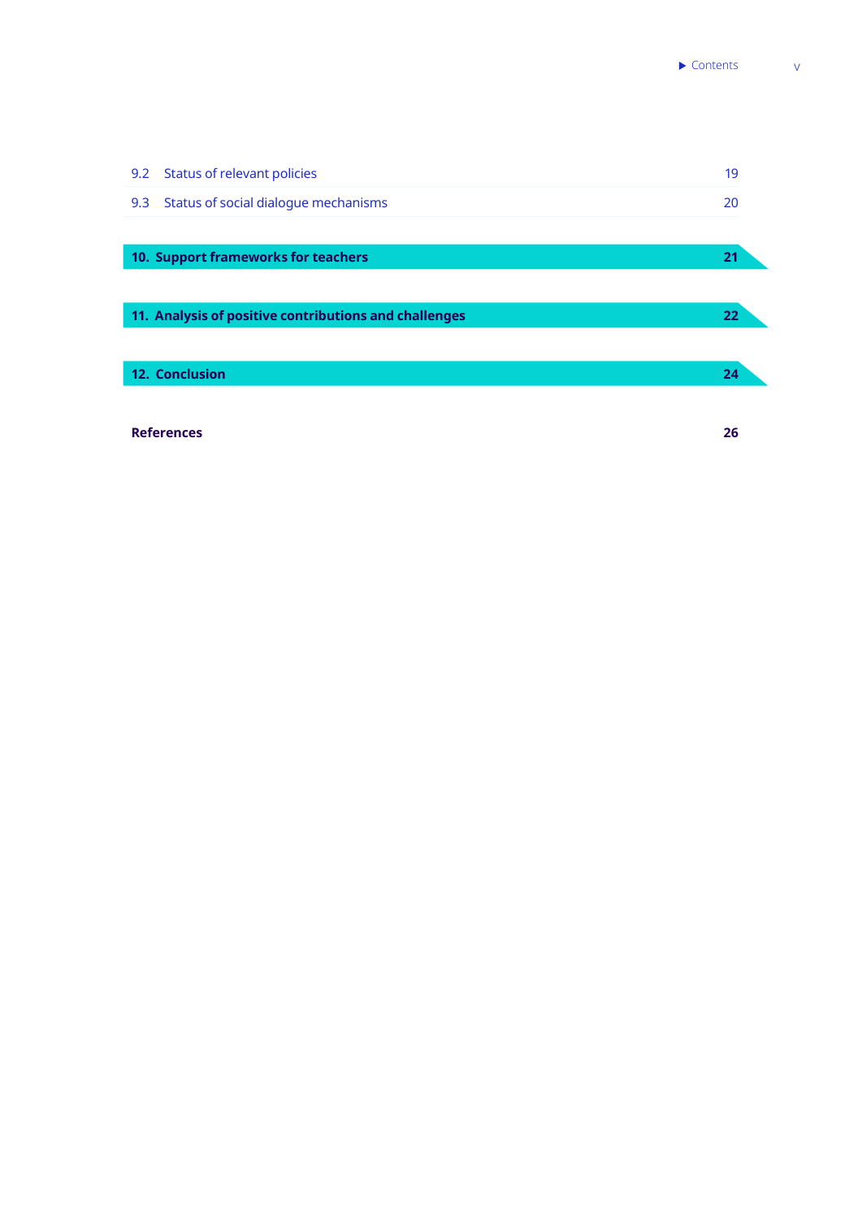| | | |
|---|---|---|
| 9.2 | Status of relevant policies | 19 |
| 9.3 | Status of social dialogue mechanisms | 20 |

**10. Support frameworks for teachers** **21**

**11. Analysis of positive contributions and challenges** **22**

**12. Conclusion** **24**

**References** **26**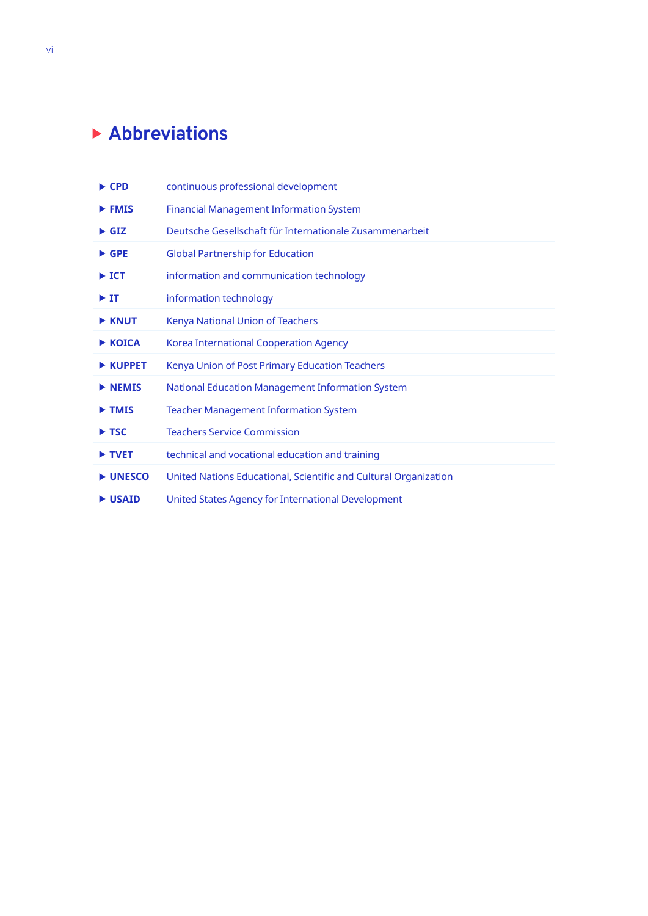# Abbreviations

| | |
|---|---|
| **CPD** | continuous professional development |
| **FMIS** | Financial Management Information System |
| **GIZ** | Deutsche Gesellschaft für Internationale Zusammenarbeit |
| **GPE** | Global Partnership for Education |
| **ICT** | information and communication technology |
| **IT** | information technology |
| **KNUT** | Kenya National Union of Teachers |
| **KOICA** | Korea International Cooperation Agency |
| **KUPPET** | Kenya Union of Post Primary Education Teachers |
| **NEMIS** | National Education Management Information System |
| **TMIS** | Teacher Management Information System |
| **TSC** | Teachers Service Commission |
| **TVET** | technical and vocational education and training |
| **UNESCO** | United Nations Educational, Scientific and Cultural Organization |
| **USAID** | United States Agency for International Development |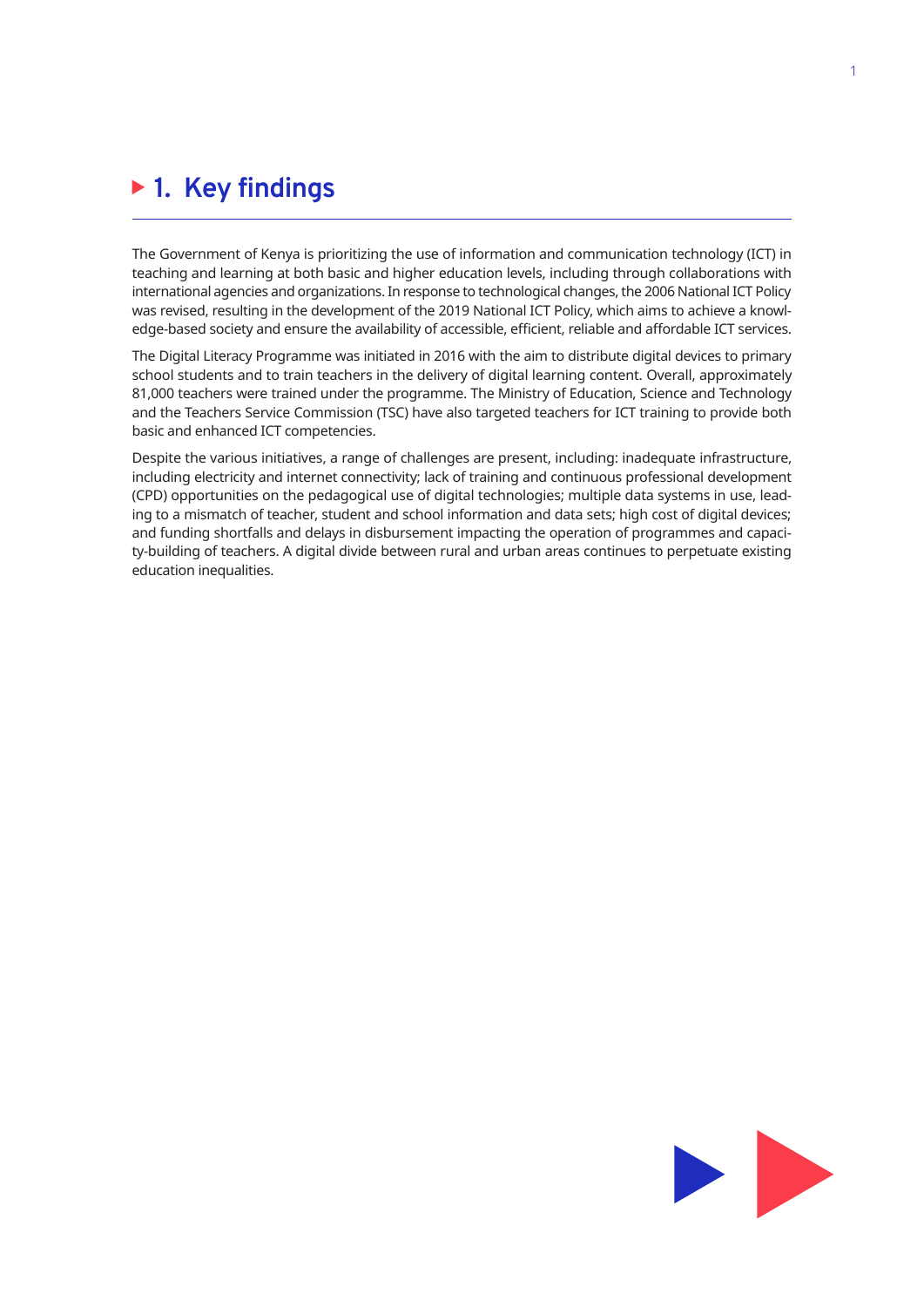# 1. Key findings

The Government of Kenya is prioritizing the use of information and communication technology (ICT) in teaching and learning at both basic and higher education levels, including through collaborations with international agencies and organizations. In response to technological changes, the 2006 National ICT Policy was revised, resulting in the development of the 2019 National ICT Policy, which aims to achieve a knowledge-based society and ensure the availability of accessible, efficient, reliable and affordable ICT services.

The Digital Literacy Programme was initiated in 2016 with the aim to distribute digital devices to primary school students and to train teachers in the delivery of digital learning content. Overall, approximately 81,000 teachers were trained under the programme. The Ministry of Education, Science and Technology and the Teachers Service Commission (TSC) have also targeted teachers for ICT training to provide both basic and enhanced ICT competencies.

Despite the various initiatives, a range of challenges are present, including: inadequate infrastructure, including electricity and internet connectivity; lack of training and continuous professional development (CPD) opportunities on the pedagogical use of digital technologies; multiple data systems in use, leading to a mismatch of teacher, student and school information and data sets; high cost of digital devices; and funding shortfalls and delays in disbursement impacting the operation of programmes and capacity-building of teachers. A digital divide between rural and urban areas continues to perpetuate existing education inequalities.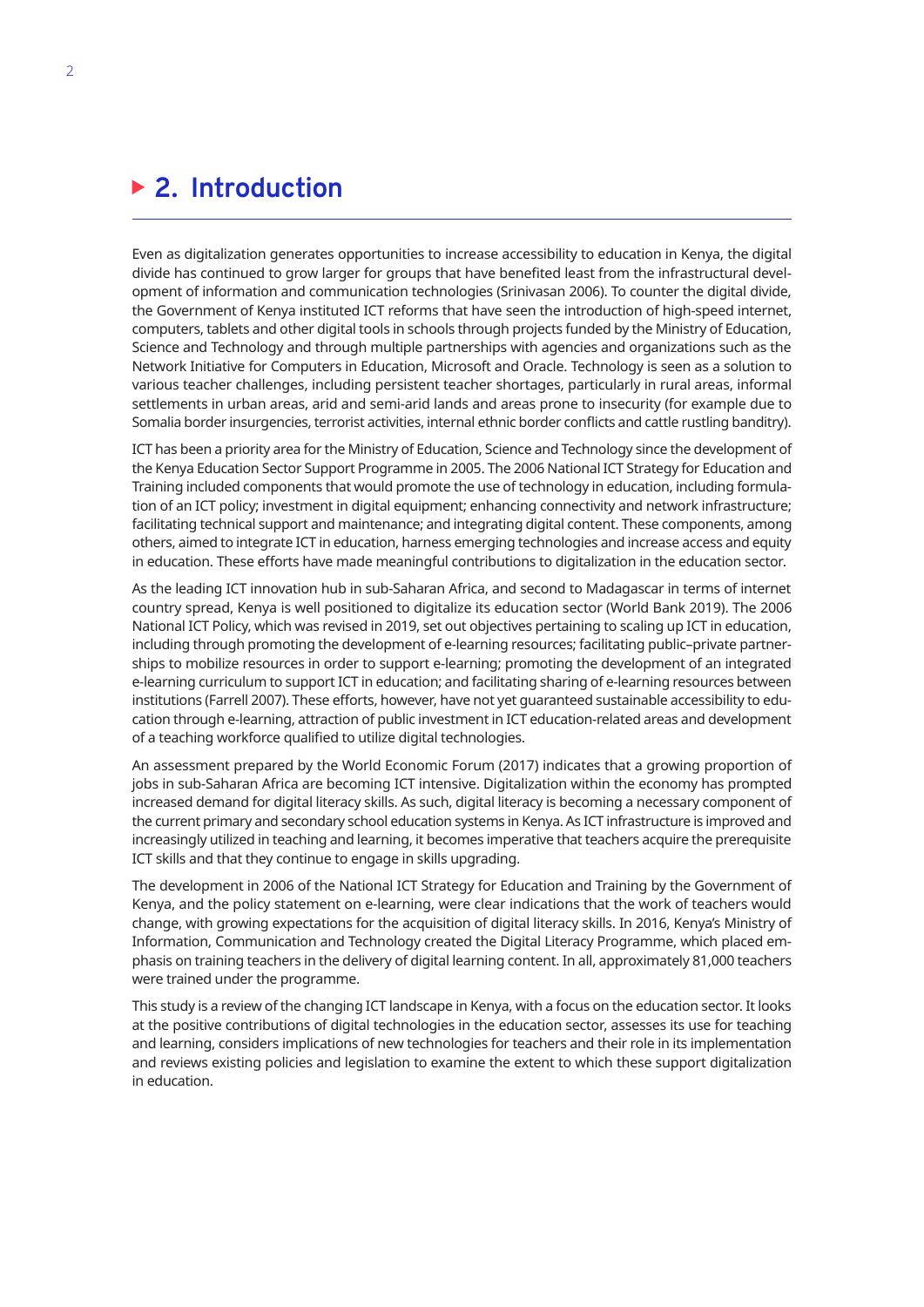# 2. Introduction

Even as digitalization generates opportunities to increase accessibility to education in Kenya, the digital divide has continued to grow larger for groups that have benefited least from the infrastructural development of information and communication technologies (Srinivasan 2006). To counter the digital divide, the Government of Kenya instituted ICT reforms that have seen the introduction of high-speed internet, computers, tablets and other digital tools in schools through projects funded by the Ministry of Education, Science and Technology and through multiple partnerships with agencies and organizations such as the Network Initiative for Computers in Education, Microsoft and Oracle. Technology is seen as a solution to various teacher challenges, including persistent teacher shortages, particularly in rural areas, informal settlements in urban areas, arid and semi-arid lands and areas prone to insecurity (for example due to Somalia border insurgencies, terrorist activities, internal ethnic border conflicts and cattle rustling banditry).

ICT has been a priority area for the Ministry of Education, Science and Technology since the development of the Kenya Education Sector Support Programme in 2005. The 2006 National ICT Strategy for Education and Training included components that would promote the use of technology in education, including formulation of an ICT policy; investment in digital equipment; enhancing connectivity and network infrastructure; facilitating technical support and maintenance; and integrating digital content. These components, among others, aimed to integrate ICT in education, harness emerging technologies and increase access and equity in education. These efforts have made meaningful contributions to digitalization in the education sector.

As the leading ICT innovation hub in sub-Saharan Africa, and second to Madagascar in terms of internet country spread, Kenya is well positioned to digitalize its education sector (World Bank 2019). The 2006 National ICT Policy, which was revised in 2019, set out objectives pertaining to scaling up ICT in education, including through promoting the development of e-learning resources; facilitating public–private partnerships to mobilize resources in order to support e-learning; promoting the development of an integrated e-learning curriculum to support ICT in education; and facilitating sharing of e-learning resources between institutions (Farrell 2007). These efforts, however, have not yet guaranteed sustainable accessibility to education through e-learning, attraction of public investment in ICT education-related areas and development of a teaching workforce qualified to utilize digital technologies.

An assessment prepared by the World Economic Forum (2017) indicates that a growing proportion of jobs in sub-Saharan Africa are becoming ICT intensive. Digitalization within the economy has prompted increased demand for digital literacy skills. As such, digital literacy is becoming a necessary component of the current primary and secondary school education systems in Kenya. As ICT infrastructure is improved and increasingly utilized in teaching and learning, it becomes imperative that teachers acquire the prerequisite ICT skills and that they continue to engage in skills upgrading.

The development in 2006 of the National ICT Strategy for Education and Training by the Government of Kenya, and the policy statement on e-learning, were clear indications that the work of teachers would change, with growing expectations for the acquisition of digital literacy skills. In 2016, Kenya's Ministry of Information, Communication and Technology created the Digital Literacy Programme, which placed emphasis on training teachers in the delivery of digital learning content. In all, approximately 81,000 teachers were trained under the programme.

This study is a review of the changing ICT landscape in Kenya, with a focus on the education sector. It looks at the positive contributions of digital technologies in the education sector, assesses its use for teaching and learning, considers implications of new technologies for teachers and their role in its implementation and reviews existing policies and legislation to examine the extent to which these support digitalization in education.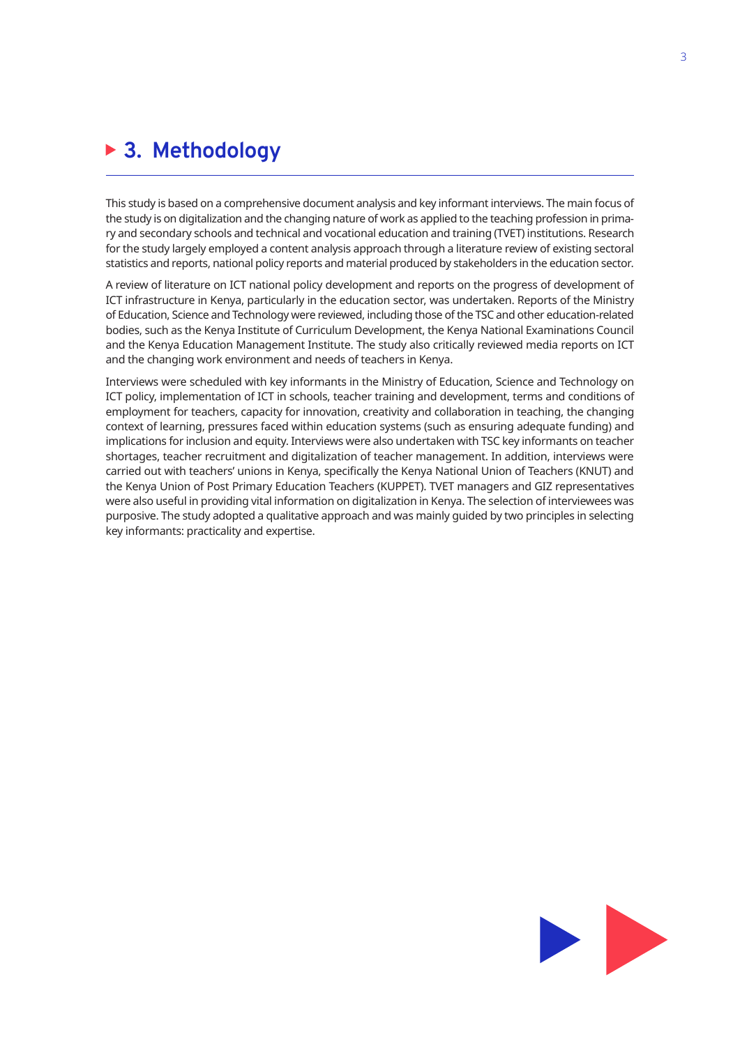# 3. Methodology

This study is based on a comprehensive document analysis and key informant interviews. The main focus of the study is on digitalization and the changing nature of work as applied to the teaching profession in primary and secondary schools and technical and vocational education and training (TVET) institutions. Research for the study largely employed a content analysis approach through a literature review of existing sectoral statistics and reports, national policy reports and material produced by stakeholders in the education sector.

A review of literature on ICT national policy development and reports on the progress of development of ICT infrastructure in Kenya, particularly in the education sector, was undertaken. Reports of the Ministry of Education, Science and Technology were reviewed, including those of the TSC and other education-related bodies, such as the Kenya Institute of Curriculum Development, the Kenya National Examinations Council and the Kenya Education Management Institute. The study also critically reviewed media reports on ICT and the changing work environment and needs of teachers in Kenya.

Interviews were scheduled with key informants in the Ministry of Education, Science and Technology on ICT policy, implementation of ICT in schools, teacher training and development, terms and conditions of employment for teachers, capacity for innovation, creativity and collaboration in teaching, the changing context of learning, pressures faced within education systems (such as ensuring adequate funding) and implications for inclusion and equity. Interviews were also undertaken with TSC key informants on teacher shortages, teacher recruitment and digitalization of teacher management. In addition, interviews were carried out with teachers' unions in Kenya, specifically the Kenya National Union of Teachers (KNUT) and the Kenya Union of Post Primary Education Teachers (KUPPET). TVET managers and GIZ representatives were also useful in providing vital information on digitalization in Kenya. The selection of interviewees was purposive. The study adopted a qualitative approach and was mainly guided by two principles in selecting key informants: practicality and expertise.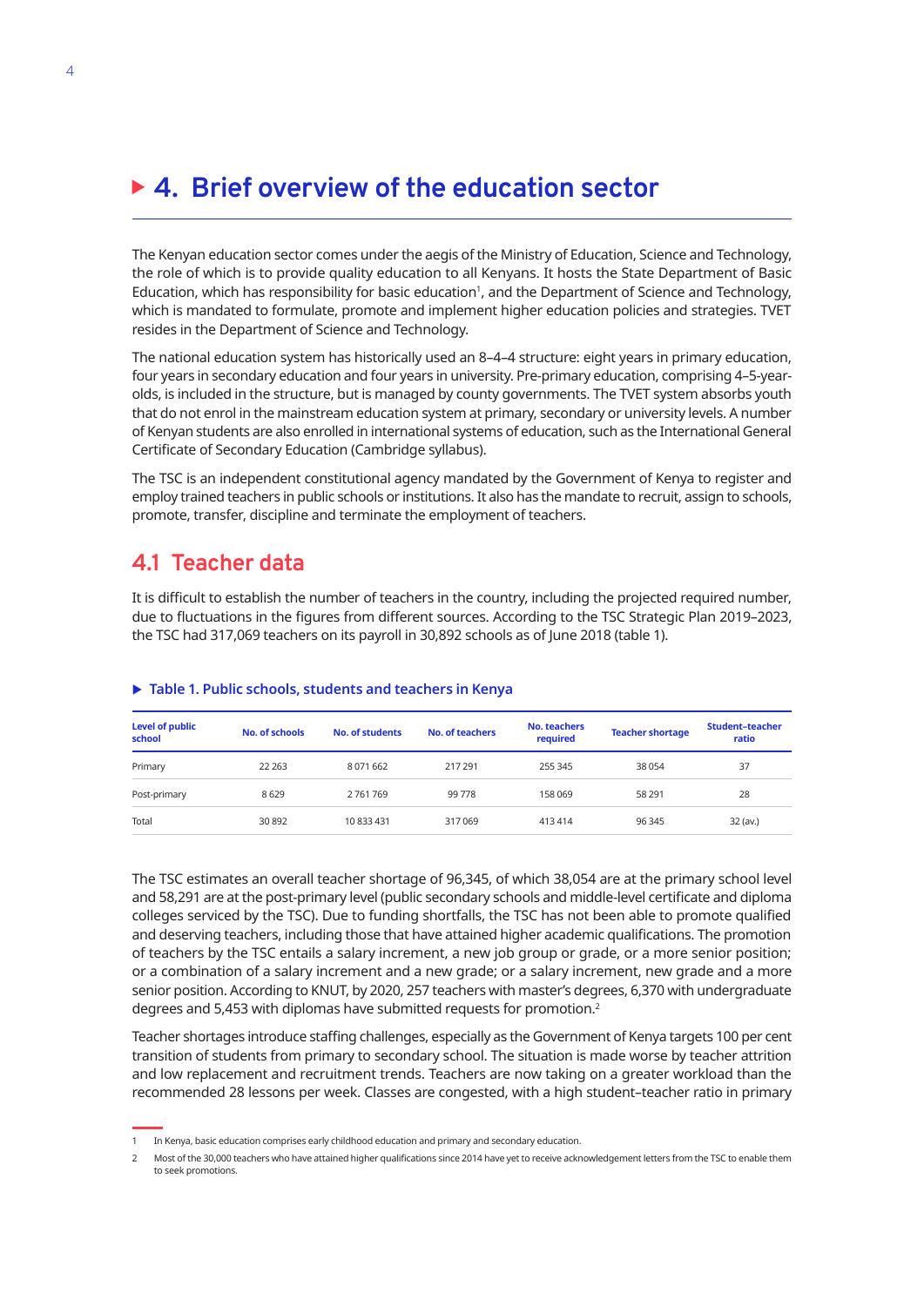# ▶ 4. Brief overview of the education sector

The Kenyan education sector comes under the aegis of the Ministry of Education, Science and Technology, the role of which is to provide quality education to all Kenyans. It hosts the State Department of Basic Education, which has responsibility for basic education[1], and the Department of Science and Technology, which is mandated to formulate, promote and implement higher education policies and strategies. TVET resides in the Department of Science and Technology.

The national education system has historically used an 8–4–4 structure: eight years in primary education, four years in secondary education and four years in university. Pre-primary education, comprising 4–5-year-olds, is included in the structure, but is managed by county governments. The TVET system absorbs youth that do not enrol in the mainstream education system at primary, secondary or university levels. A number of Kenyan students are also enrolled in international systems of education, such as the International General Certificate of Secondary Education (Cambridge syllabus).

The TSC is an independent constitutional agency mandated by the Government of Kenya to register and employ trained teachers in public schools or institutions. It also has the mandate to recruit, assign to schools, promote, transfer, discipline and terminate the employment of teachers.

## 4.1 Teacher data

It is difficult to establish the number of teachers in the country, including the projected required number, due to fluctuations in the figures from different sources. According to the TSC Strategic Plan 2019–2023, the TSC had 317,069 teachers on its payroll in 30,892 schools as of June 2018 (table 1).

### ▶ Table 1. Public schools, students and teachers in Kenya

| Level of public school | No. of schools | No. of students | No. of teachers | No. teachers required | Teacher shortage | Student–teacher ratio |
|---|---|---|---|---|---|---|
| Primary | 22 263 | 8 071 662 | 217 291 | 255 345 | 38 054 | 37 |
| Post-primary | 8 629 | 2 761 769 | 99 778 | 158 069 | 58 291 | 28 |
| Total | 30 892 | 10 833 431 | 317 069 | 413 414 | 96 345 | 32 (av.) |

The TSC estimates an overall teacher shortage of 96,345, of which 38,054 are at the primary school level and 58,291 are at the post-primary level (public secondary schools and middle-level certificate and diploma colleges serviced by the TSC). Due to funding shortfalls, the TSC has not been able to promote qualified and deserving teachers, including those that have attained higher academic qualifications. The promotion of teachers by the TSC entails a salary increment, a new job group or grade, or a more senior position; or a combination of a salary increment and a new grade; or a salary increment, new grade and a more senior position. According to KNUT, by 2020, 257 teachers with master's degrees, 6,370 with undergraduate degrees and 5,453 with diplomas have submitted requests for promotion.[2]

Teacher shortages introduce staffing challenges, especially as the Government of Kenya targets 100 per cent transition of students from primary to secondary school. The situation is made worse by teacher attrition and low replacement and recruitment trends. Teachers are now taking on a greater workload than the recommended 28 lessons per week. Classes are congested, with a high student–teacher ratio in primary

---

1 In Kenya, basic education comprises early childhood education and primary and secondary education.

2 Most of the 30,000 teachers who have attained higher qualifications since 2014 have yet to receive acknowledgement letters from the TSC to enable them to seek promotions.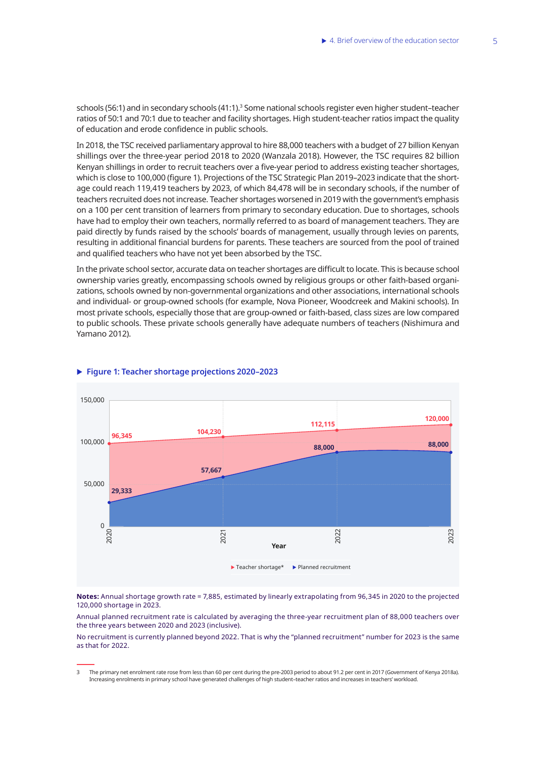schools (56:1) and in secondary schools (41:1).[3] Some national schools register even higher student–teacher ratios of 50:1 and 70:1 due to teacher and facility shortages. High student-teacher ratios impact the quality of education and erode confidence in public schools.

In 2018, the TSC received parliamentary approval to hire 88,000 teachers with a budget of 27 billion Kenyan shillings over the three-year period 2018 to 2020 (Wanzala 2018). However, the TSC requires 82 billion Kenyan shillings in order to recruit teachers over a five-year period to address existing teacher shortages, which is close to 100,000 (figure 1). Projections of the TSC Strategic Plan 2019–2023 indicate that the shortage could reach 119,419 teachers by 2023, of which 84,478 will be in secondary schools, if the number of teachers recruited does not increase. Teacher shortages worsened in 2019 with the government's emphasis on a 100 per cent transition of learners from primary to secondary education. Due to shortages, schools have had to employ their own teachers, normally referred to as board of management teachers. They are paid directly by funds raised by the schools' boards of management, usually through levies on parents, resulting in additional financial burdens for parents. These teachers are sourced from the pool of trained and qualified teachers who have not yet been absorbed by the TSC.

In the private school sector, accurate data on teacher shortages are difficult to locate. This is because school ownership varies greatly, encompassing schools owned by religious groups or other faith-based organizations, schools owned by non-governmental organizations and other associations, international schools and individual- or group-owned schools (for example, Nova Pioneer, Woodcreek and Makini schools). In most private schools, especially those that are group-owned or faith-based, class sizes are low compared to public schools. These private schools generally have adequate numbers of teachers (Nishimura and Yamano 2012).

**Figure 1: Teacher shortage projections 2020–2023**

| Year | Teacher shortage* | Planned recruitment |
|---|---|---|
| 2020 | 96,345 | 29,333 |
| 2021 | 104,230 | 57,667 |
| 2022 | 112,115 | 88,000 |
| 2023 | 120,000 | 88,000 |

**Notes:** Annual shortage growth rate = 7,885, estimated by linearly extrapolating from 96,345 in 2020 to the projected 120,000 shortage in 2023.

Annual planned recruitment rate is calculated by averaging the three-year recruitment plan of 88,000 teachers over the three years between 2020 and 2023 (inclusive).

No recruitment is currently planned beyond 2022. That is why the "planned recruitment" number for 2023 is the same as that for 2022.

3 The primary net enrolment rate rose from less than 60 per cent during the pre-2003 period to about 91.2 per cent in 2017 (Government of Kenya 2018a). Increasing enrolments in primary school have generated challenges of high student–teacher ratios and increases in teachers' workload.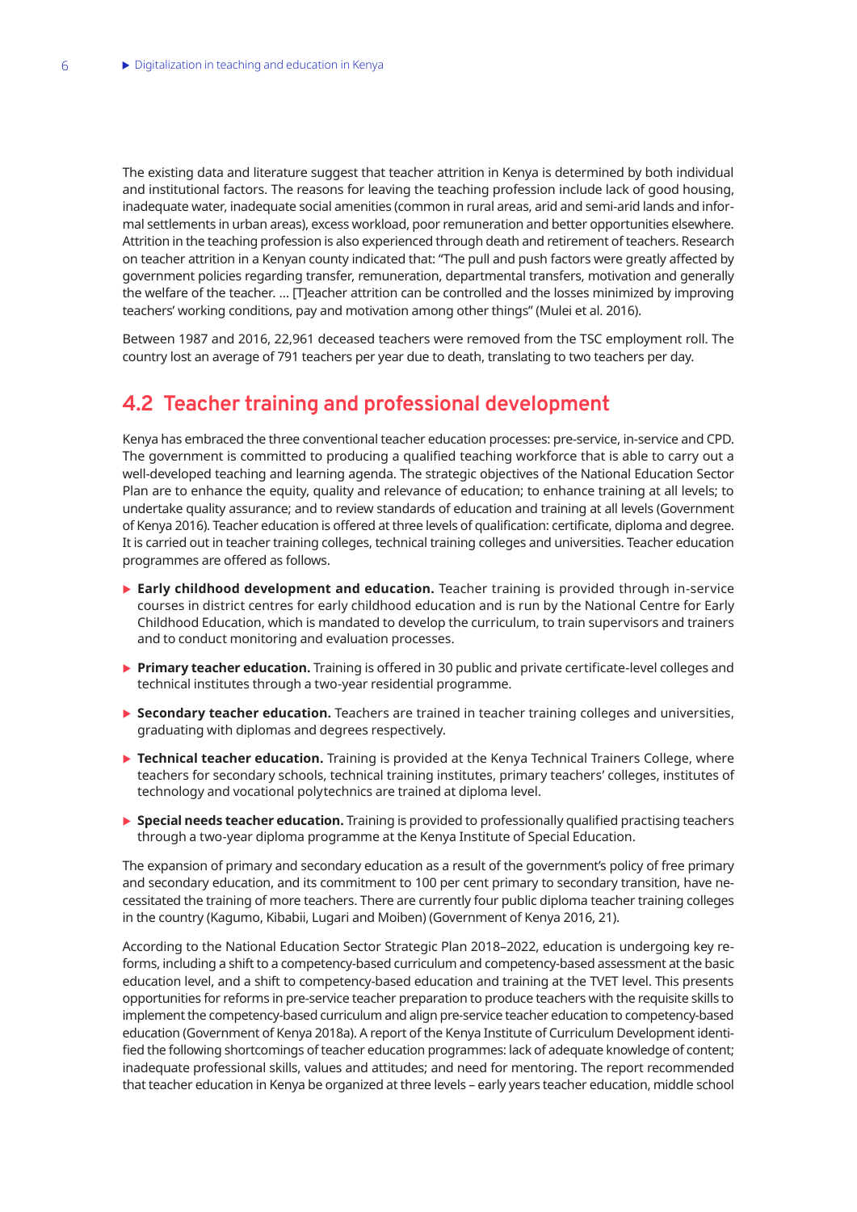The existing data and literature suggest that teacher attrition in Kenya is determined by both individual and institutional factors. The reasons for leaving the teaching profession include lack of good housing, inadequate water, inadequate social amenities (common in rural areas, arid and semi-arid lands and informal settlements in urban areas), excess workload, poor remuneration and better opportunities elsewhere. Attrition in the teaching profession is also experienced through death and retirement of teachers. Research on teacher attrition in a Kenyan county indicated that: "The pull and push factors were greatly affected by government policies regarding transfer, remuneration, departmental transfers, motivation and generally the welfare of the teacher. … [T]eacher attrition can be controlled and the losses minimized by improving teachers' working conditions, pay and motivation among other things" (Mulei et al. 2016).

Between 1987 and 2016, 22,961 deceased teachers were removed from the TSC employment roll. The country lost an average of 791 teachers per year due to death, translating to two teachers per day.

## 4.2 Teacher training and professional development

Kenya has embraced the three conventional teacher education processes: pre-service, in-service and CPD. The government is committed to producing a qualified teaching workforce that is able to carry out a well-developed teaching and learning agenda. The strategic objectives of the National Education Sector Plan are to enhance the equity, quality and relevance of education; to enhance training at all levels; to undertake quality assurance; and to review standards of education and training at all levels (Government of Kenya 2016). Teacher education is offered at three levels of qualification: certificate, diploma and degree. It is carried out in teacher training colleges, technical training colleges and universities. Teacher education programmes are offered as follows.

- **Early childhood development and education.** Teacher training is provided through in-service courses in district centres for early childhood education and is run by the National Centre for Early Childhood Education, which is mandated to develop the curriculum, to train supervisors and trainers and to conduct monitoring and evaluation processes.
- **Primary teacher education.** Training is offered in 30 public and private certificate-level colleges and technical institutes through a two-year residential programme.
- **Secondary teacher education.** Teachers are trained in teacher training colleges and universities, graduating with diplomas and degrees respectively.
- **Technical teacher education.** Training is provided at the Kenya Technical Trainers College, where teachers for secondary schools, technical training institutes, primary teachers' colleges, institutes of technology and vocational polytechnics are trained at diploma level.
- **Special needs teacher education.** Training is provided to professionally qualified practising teachers through a two-year diploma programme at the Kenya Institute of Special Education.

The expansion of primary and secondary education as a result of the government's policy of free primary and secondary education, and its commitment to 100 per cent primary to secondary transition, have necessitated the training of more teachers. There are currently four public diploma teacher training colleges in the country (Kagumo, Kibabii, Lugari and Moiben) (Government of Kenya 2016, 21).

According to the National Education Sector Strategic Plan 2018–2022, education is undergoing key reforms, including a shift to a competency-based curriculum and competency-based assessment at the basic education level, and a shift to competency-based education and training at the TVET level. This presents opportunities for reforms in pre-service teacher preparation to produce teachers with the requisite skills to implement the competency-based curriculum and align pre-service teacher education to competency-based education (Government of Kenya 2018a). A report of the Kenya Institute of Curriculum Development identified the following shortcomings of teacher education programmes: lack of adequate knowledge of content; inadequate professional skills, values and attitudes; and need for mentoring. The report recommended that teacher education in Kenya be organized at three levels – early years teacher education, middle school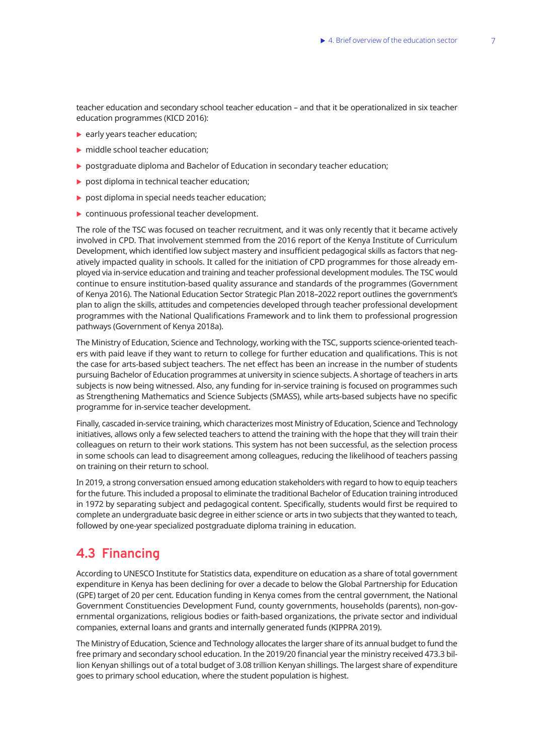teacher education and secondary school teacher education – and that it be operationalized in six teacher education programmes (KICD 2016):

- early years teacher education;
- middle school teacher education;
- postgraduate diploma and Bachelor of Education in secondary teacher education;
- post diploma in technical teacher education;
- post diploma in special needs teacher education;
- continuous professional teacher development.

The role of the TSC was focused on teacher recruitment, and it was only recently that it became actively involved in CPD. That involvement stemmed from the 2016 report of the Kenya Institute of Curriculum Development, which identified low subject mastery and insufficient pedagogical skills as factors that negatively impacted quality in schools. It called for the initiation of CPD programmes for those already employed via in-service education and training and teacher professional development modules. The TSC would continue to ensure institution-based quality assurance and standards of the programmes (Government of Kenya 2016). The National Education Sector Strategic Plan 2018–2022 report outlines the government's plan to align the skills, attitudes and competencies developed through teacher professional development programmes with the National Qualifications Framework and to link them to professional progression pathways (Government of Kenya 2018a).

The Ministry of Education, Science and Technology, working with the TSC, supports science-oriented teachers with paid leave if they want to return to college for further education and qualifications. This is not the case for arts-based subject teachers. The net effect has been an increase in the number of students pursuing Bachelor of Education programmes at university in science subjects. A shortage of teachers in arts subjects is now being witnessed. Also, any funding for in-service training is focused on programmes such as Strengthening Mathematics and Science Subjects (SMASS), while arts-based subjects have no specific programme for in-service teacher development.

Finally, cascaded in-service training, which characterizes most Ministry of Education, Science and Technology initiatives, allows only a few selected teachers to attend the training with the hope that they will train their colleagues on return to their work stations. This system has not been successful, as the selection process in some schools can lead to disagreement among colleagues, reducing the likelihood of teachers passing on training on their return to school.

In 2019, a strong conversation ensued among education stakeholders with regard to how to equip teachers for the future. This included a proposal to eliminate the traditional Bachelor of Education training introduced in 1972 by separating subject and pedagogical content. Specifically, students would first be required to complete an undergraduate basic degree in either science or arts in two subjects that they wanted to teach, followed by one-year specialized postgraduate diploma training in education.

## 4.3 Financing

According to UNESCO Institute for Statistics data, expenditure on education as a share of total government expenditure in Kenya has been declining for over a decade to below the Global Partnership for Education (GPE) target of 20 per cent. Education funding in Kenya comes from the central government, the National Government Constituencies Development Fund, county governments, households (parents), non-governmental organizations, religious bodies or faith-based organizations, the private sector and individual companies, external loans and grants and internally generated funds (KIPPRA 2019).

The Ministry of Education, Science and Technology allocates the larger share of its annual budget to fund the free primary and secondary school education. In the 2019/20 financial year the ministry received 473.3 billion Kenyan shillings out of a total budget of 3.08 trillion Kenyan shillings. The largest share of expenditure goes to primary school education, where the student population is highest.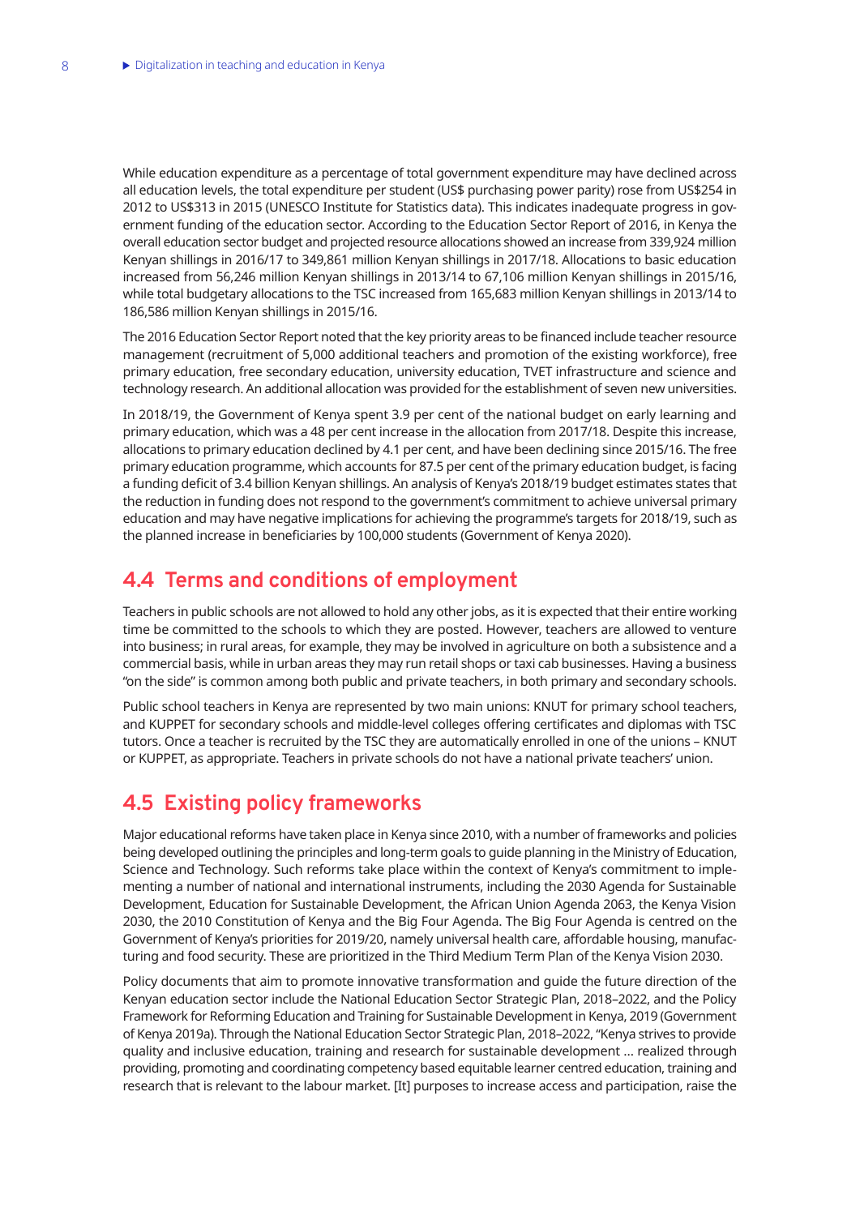While education expenditure as a percentage of total government expenditure may have declined across all education levels, the total expenditure per student (US$ purchasing power parity) rose from US$254 in 2012 to US$313 in 2015 (UNESCO Institute for Statistics data). This indicates inadequate progress in government funding of the education sector. According to the Education Sector Report of 2016, in Kenya the overall education sector budget and projected resource allocations showed an increase from 339,924 million Kenyan shillings in 2016/17 to 349,861 million Kenyan shillings in 2017/18. Allocations to basic education increased from 56,246 million Kenyan shillings in 2013/14 to 67,106 million Kenyan shillings in 2015/16, while total budgetary allocations to the TSC increased from 165,683 million Kenyan shillings in 2013/14 to 186,586 million Kenyan shillings in 2015/16.

The 2016 Education Sector Report noted that the key priority areas to be financed include teacher resource management (recruitment of 5,000 additional teachers and promotion of the existing workforce), free primary education, free secondary education, university education, TVET infrastructure and science and technology research. An additional allocation was provided for the establishment of seven new universities.

In 2018/19, the Government of Kenya spent 3.9 per cent of the national budget on early learning and primary education, which was a 48 per cent increase in the allocation from 2017/18. Despite this increase, allocations to primary education declined by 4.1 per cent, and have been declining since 2015/16. The free primary education programme, which accounts for 87.5 per cent of the primary education budget, is facing a funding deficit of 3.4 billion Kenyan shillings. An analysis of Kenya's 2018/19 budget estimates states that the reduction in funding does not respond to the government's commitment to achieve universal primary education and may have negative implications for achieving the programme's targets for 2018/19, such as the planned increase in beneficiaries by 100,000 students (Government of Kenya 2020).

## 4.4 Terms and conditions of employment

Teachers in public schools are not allowed to hold any other jobs, as it is expected that their entire working time be committed to the schools to which they are posted. However, teachers are allowed to venture into business; in rural areas, for example, they may be involved in agriculture on both a subsistence and a commercial basis, while in urban areas they may run retail shops or taxi cab businesses. Having a business "on the side" is common among both public and private teachers, in both primary and secondary schools.

Public school teachers in Kenya are represented by two main unions: KNUT for primary school teachers, and KUPPET for secondary schools and middle-level colleges offering certificates and diplomas with TSC tutors. Once a teacher is recruited by the TSC they are automatically enrolled in one of the unions – KNUT or KUPPET, as appropriate. Teachers in private schools do not have a national private teachers' union.

## 4.5 Existing policy frameworks

Major educational reforms have taken place in Kenya since 2010, with a number of frameworks and policies being developed outlining the principles and long-term goals to guide planning in the Ministry of Education, Science and Technology. Such reforms take place within the context of Kenya's commitment to implementing a number of national and international instruments, including the 2030 Agenda for Sustainable Development, Education for Sustainable Development, the African Union Agenda 2063, the Kenya Vision 2030, the 2010 Constitution of Kenya and the Big Four Agenda. The Big Four Agenda is centred on the Government of Kenya's priorities for 2019/20, namely universal health care, affordable housing, manufacturing and food security. These are prioritized in the Third Medium Term Plan of the Kenya Vision 2030.

Policy documents that aim to promote innovative transformation and guide the future direction of the Kenyan education sector include the National Education Sector Strategic Plan, 2018–2022, and the Policy Framework for Reforming Education and Training for Sustainable Development in Kenya, 2019 (Government of Kenya 2019a). Through the National Education Sector Strategic Plan, 2018–2022, "Kenya strives to provide quality and inclusive education, training and research for sustainable development … realized through providing, promoting and coordinating competency based equitable learner centred education, training and research that is relevant to the labour market. [It] purposes to increase access and participation, raise the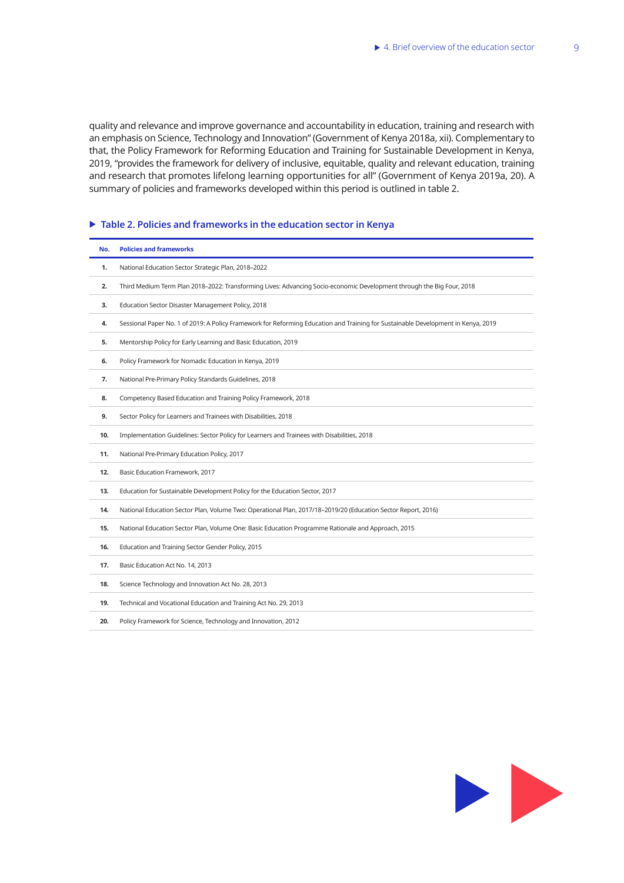quality and relevance and improve governance and accountability in education, training and research with an emphasis on Science, Technology and Innovation" (Government of Kenya 2018a, xii). Complementary to that, the Policy Framework for Reforming Education and Training for Sustainable Development in Kenya, 2019, "provides the framework for delivery of inclusive, equitable, quality and relevant education, training and research that promotes lifelong learning opportunities for all" (Government of Kenya 2019a, 20). A summary of policies and frameworks developed within this period is outlined in table 2.

### ▶ Table 2. Policies and frameworks in the education sector in Kenya

| No. | Policies and frameworks |
|---|---|
| **1.** | National Education Sector Strategic Plan, 2018–2022 |
| **2.** | Third Medium Term Plan 2018–2022: Transforming Lives: Advancing Socio-economic Development through the Big Four, 2018 |
| **3.** | Education Sector Disaster Management Policy, 2018 |
| **4.** | Sessional Paper No. 1 of 2019: A Policy Framework for Reforming Education and Training for Sustainable Development in Kenya, 2019 |
| **5.** | Mentorship Policy for Early Learning and Basic Education, 2019 |
| **6.** | Policy Framework for Nomadic Education in Kenya, 2019 |
| **7.** | National Pre-Primary Policy Standards Guidelines, 2018 |
| **8.** | Competency Based Education and Training Policy Framework, 2018 |
| **9.** | Sector Policy for Learners and Trainees with Disabilities, 2018 |
| **10.** | Implementation Guidelines: Sector Policy for Learners and Trainees with Disabilities, 2018 |
| **11.** | National Pre-Primary Education Policy, 2017 |
| **12.** | Basic Education Framework, 2017 |
| **13.** | Education for Sustainable Development Policy for the Education Sector, 2017 |
| **14.** | National Education Sector Plan, Volume Two: Operational Plan, 2017/18–2019/20 (Education Sector Report, 2016) |
| **15.** | National Education Sector Plan, Volume One: Basic Education Programme Rationale and Approach, 2015 |
| **16.** | Education and Training Sector Gender Policy, 2015 |
| **17.** | Basic Education Act No. 14, 2013 |
| **18.** | Science Technology and Innovation Act No. 28, 2013 |
| **19.** | Technical and Vocational Education and Training Act No. 29, 2013 |
| **20.** | Policy Framework for Science, Technology and Innovation, 2012 |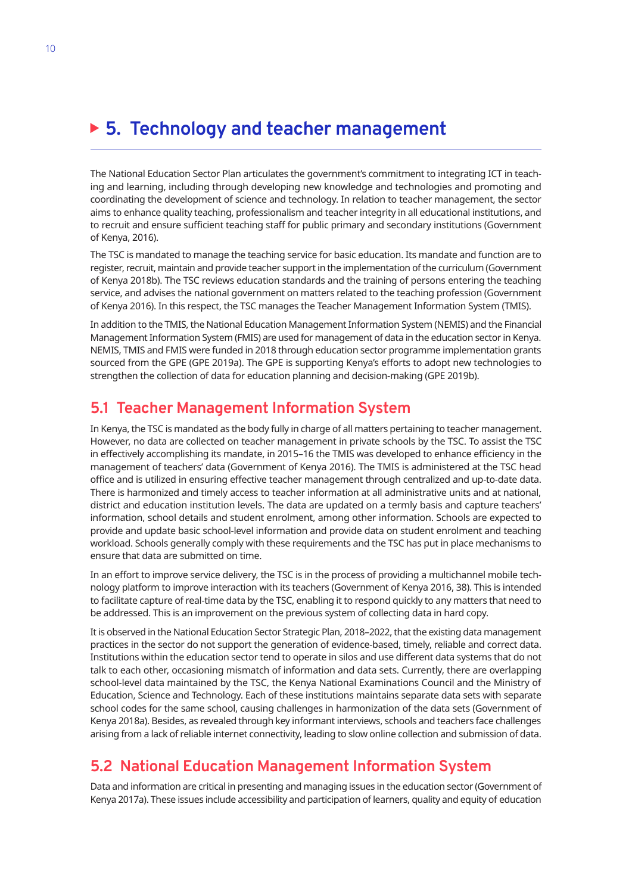# ▶ 5. Technology and teacher management

The National Education Sector Plan articulates the government's commitment to integrating ICT in teaching and learning, including through developing new knowledge and technologies and promoting and coordinating the development of science and technology. In relation to teacher management, the sector aims to enhance quality teaching, professionalism and teacher integrity in all educational institutions, and to recruit and ensure sufficient teaching staff for public primary and secondary institutions (Government of Kenya, 2016).

The TSC is mandated to manage the teaching service for basic education. Its mandate and function are to register, recruit, maintain and provide teacher support in the implementation of the curriculum (Government of Kenya 2018b). The TSC reviews education standards and the training of persons entering the teaching service, and advises the national government on matters related to the teaching profession (Government of Kenya 2016). In this respect, the TSC manages the Teacher Management Information System (TMIS).

In addition to the TMIS, the National Education Management Information System (NEMIS) and the Financial Management Information System (FMIS) are used for management of data in the education sector in Kenya. NEMIS, TMIS and FMIS were funded in 2018 through education sector programme implementation grants sourced from the GPE (GPE 2019a). The GPE is supporting Kenya's efforts to adopt new technologies to strengthen the collection of data for education planning and decision-making (GPE 2019b).

## 5.1 Teacher Management Information System

In Kenya, the TSC is mandated as the body fully in charge of all matters pertaining to teacher management. However, no data are collected on teacher management in private schools by the TSC. To assist the TSC in effectively accomplishing its mandate, in 2015–16 the TMIS was developed to enhance efficiency in the management of teachers' data (Government of Kenya 2016). The TMIS is administered at the TSC head office and is utilized in ensuring effective teacher management through centralized and up-to-date data. There is harmonized and timely access to teacher information at all administrative units and at national, district and education institution levels. The data are updated on a termly basis and capture teachers' information, school details and student enrolment, among other information. Schools are expected to provide and update basic school-level information and provide data on student enrolment and teaching workload. Schools generally comply with these requirements and the TSC has put in place mechanisms to ensure that data are submitted on time.

In an effort to improve service delivery, the TSC is in the process of providing a multichannel mobile technology platform to improve interaction with its teachers (Government of Kenya 2016, 38). This is intended to facilitate capture of real-time data by the TSC, enabling it to respond quickly to any matters that need to be addressed. This is an improvement on the previous system of collecting data in hard copy.

It is observed in the National Education Sector Strategic Plan, 2018–2022, that the existing data management practices in the sector do not support the generation of evidence-based, timely, reliable and correct data. Institutions within the education sector tend to operate in silos and use different data systems that do not talk to each other, occasioning mismatch of information and data sets. Currently, there are overlapping school-level data maintained by the TSC, the Kenya National Examinations Council and the Ministry of Education, Science and Technology. Each of these institutions maintains separate data sets with separate school codes for the same school, causing challenges in harmonization of the data sets (Government of Kenya 2018a). Besides, as revealed through key informant interviews, schools and teachers face challenges arising from a lack of reliable internet connectivity, leading to slow online collection and submission of data.

## 5.2 National Education Management Information System

Data and information are critical in presenting and managing issues in the education sector (Government of Kenya 2017a). These issues include accessibility and participation of learners, quality and equity of education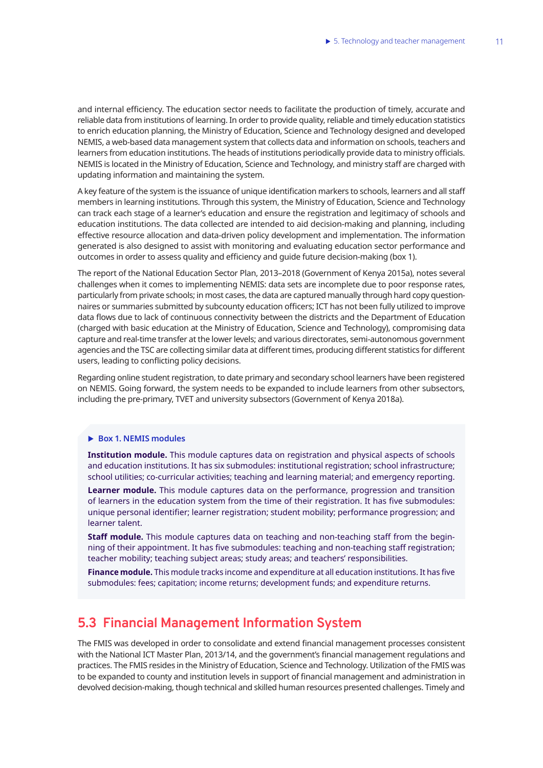and internal efficiency. The education sector needs to facilitate the production of timely, accurate and reliable data from institutions of learning. In order to provide quality, reliable and timely education statistics to enrich education planning, the Ministry of Education, Science and Technology designed and developed NEMIS, a web-based data management system that collects data and information on schools, teachers and learners from education institutions. The heads of institutions periodically provide data to ministry officials. NEMIS is located in the Ministry of Education, Science and Technology, and ministry staff are charged with updating information and maintaining the system.

A key feature of the system is the issuance of unique identification markers to schools, learners and all staff members in learning institutions. Through this system, the Ministry of Education, Science and Technology can track each stage of a learner's education and ensure the registration and legitimacy of schools and education institutions. The data collected are intended to aid decision-making and planning, including effective resource allocation and data-driven policy development and implementation. The information generated is also designed to assist with monitoring and evaluating education sector performance and outcomes in order to assess quality and efficiency and guide future decision-making (box 1).

The report of the National Education Sector Plan, 2013–2018 (Government of Kenya 2015a), notes several challenges when it comes to implementing NEMIS: data sets are incomplete due to poor response rates, particularly from private schools; in most cases, the data are captured manually through hard copy questionnaires or summaries submitted by subcounty education officers; ICT has not been fully utilized to improve data flows due to lack of continuous connectivity between the districts and the Department of Education (charged with basic education at the Ministry of Education, Science and Technology), compromising data capture and real-time transfer at the lower levels; and various directorates, semi-autonomous government agencies and the TSC are collecting similar data at different times, producing different statistics for different users, leading to conflicting policy decisions.

Regarding online student registration, to date primary and secondary school learners have been registered on NEMIS. Going forward, the system needs to be expanded to include learners from other subsectors, including the pre-primary, TVET and university subsectors (Government of Kenya 2018a).

> **Box 1. NEMIS modules**
>
> **Institution module.** This module captures data on registration and physical aspects of schools and education institutions. It has six submodules: institutional registration; school infrastructure; school utilities; co-curricular activities; teaching and learning material; and emergency reporting.
>
> **Learner module.** This module captures data on the performance, progression and transition of learners in the education system from the time of their registration. It has five submodules: unique personal identifier; learner registration; student mobility; performance progression; and learner talent.
>
> **Staff module.** This module captures data on teaching and non-teaching staff from the beginning of their appointment. It has five submodules: teaching and non-teaching staff registration; teacher mobility; teaching subject areas; study areas; and teachers' responsibilities.
>
> **Finance module.** This module tracks income and expenditure at all education institutions. It has five submodules: fees; capitation; income returns; development funds; and expenditure returns.

## 5.3 Financial Management Information System

The FMIS was developed in order to consolidate and extend financial management processes consistent with the National ICT Master Plan, 2013/14, and the government's financial management regulations and practices. The FMIS resides in the Ministry of Education, Science and Technology. Utilization of the FMIS was to be expanded to county and institution levels in support of financial management and administration in devolved decision-making, though technical and skilled human resources presented challenges. Timely and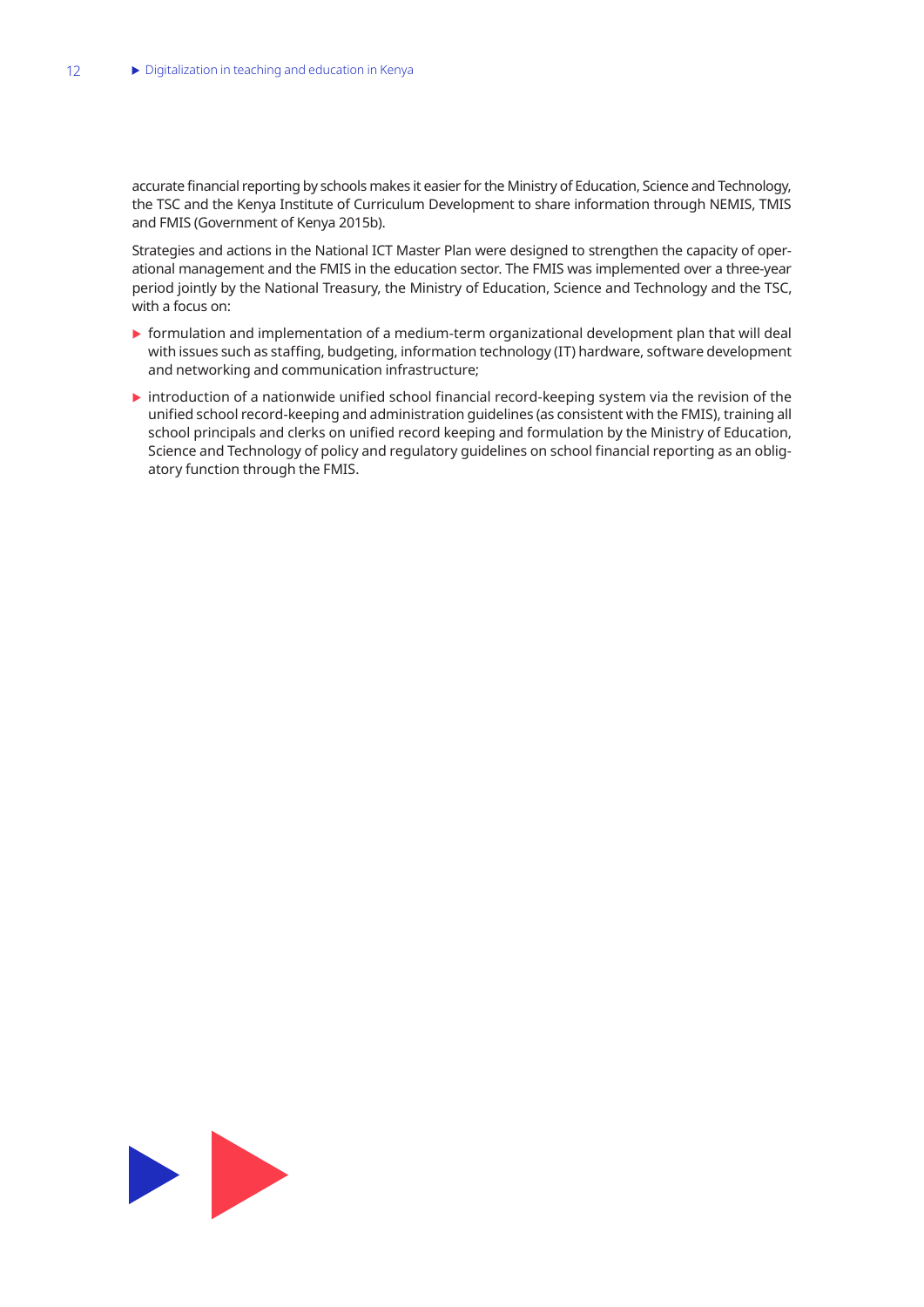accurate financial reporting by schools makes it easier for the Ministry of Education, Science and Technology, the TSC and the Kenya Institute of Curriculum Development to share information through NEMIS, TMIS and FMIS (Government of Kenya 2015b).

Strategies and actions in the National ICT Master Plan were designed to strengthen the capacity of operational management and the FMIS in the education sector. The FMIS was implemented over a three-year period jointly by the National Treasury, the Ministry of Education, Science and Technology and the TSC, with a focus on:

- formulation and implementation of a medium-term organizational development plan that will deal with issues such as staffing, budgeting, information technology (IT) hardware, software development and networking and communication infrastructure;
- introduction of a nationwide unified school financial record-keeping system via the revision of the unified school record-keeping and administration guidelines (as consistent with the FMIS), training all school principals and clerks on unified record keeping and formulation by the Ministry of Education, Science and Technology of policy and regulatory guidelines on school financial reporting as an obligatory function through the FMIS.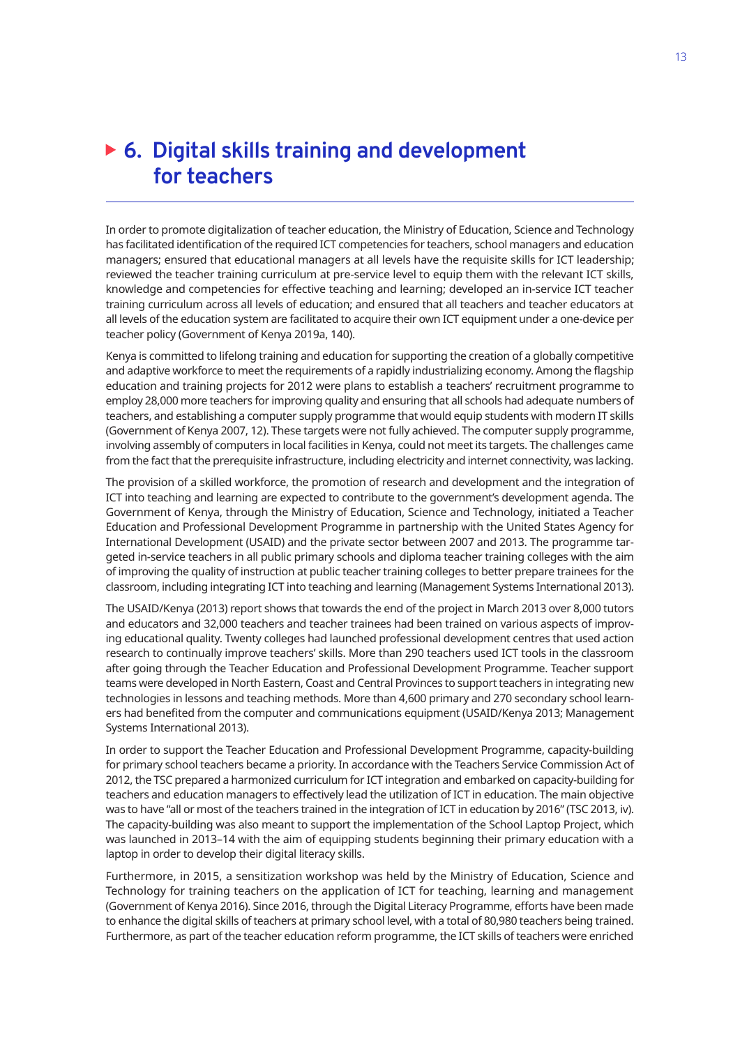# 6. Digital skills training and development for teachers

In order to promote digitalization of teacher education, the Ministry of Education, Science and Technology has facilitated identification of the required ICT competencies for teachers, school managers and education managers; ensured that educational managers at all levels have the requisite skills for ICT leadership; reviewed the teacher training curriculum at pre-service level to equip them with the relevant ICT skills, knowledge and competencies for effective teaching and learning; developed an in-service ICT teacher training curriculum across all levels of education; and ensured that all teachers and teacher educators at all levels of the education system are facilitated to acquire their own ICT equipment under a one-device per teacher policy (Government of Kenya 2019a, 140).

Kenya is committed to lifelong training and education for supporting the creation of a globally competitive and adaptive workforce to meet the requirements of a rapidly industrializing economy. Among the flagship education and training projects for 2012 were plans to establish a teachers' recruitment programme to employ 28,000 more teachers for improving quality and ensuring that all schools had adequate numbers of teachers, and establishing a computer supply programme that would equip students with modern IT skills (Government of Kenya 2007, 12). These targets were not fully achieved. The computer supply programme, involving assembly of computers in local facilities in Kenya, could not meet its targets. The challenges came from the fact that the prerequisite infrastructure, including electricity and internet connectivity, was lacking.

The provision of a skilled workforce, the promotion of research and development and the integration of ICT into teaching and learning are expected to contribute to the government's development agenda. The Government of Kenya, through the Ministry of Education, Science and Technology, initiated a Teacher Education and Professional Development Programme in partnership with the United States Agency for International Development (USAID) and the private sector between 2007 and 2013. The programme targeted in-service teachers in all public primary schools and diploma teacher training colleges with the aim of improving the quality of instruction at public teacher training colleges to better prepare trainees for the classroom, including integrating ICT into teaching and learning (Management Systems International 2013).

The USAID/Kenya (2013) report shows that towards the end of the project in March 2013 over 8,000 tutors and educators and 32,000 teachers and teacher trainees had been trained on various aspects of improving educational quality. Twenty colleges had launched professional development centres that used action research to continually improve teachers' skills. More than 290 teachers used ICT tools in the classroom after going through the Teacher Education and Professional Development Programme. Teacher support teams were developed in North Eastern, Coast and Central Provinces to support teachers in integrating new technologies in lessons and teaching methods. More than 4,600 primary and 270 secondary school learners had benefited from the computer and communications equipment (USAID/Kenya 2013; Management Systems International 2013).

In order to support the Teacher Education and Professional Development Programme, capacity-building for primary school teachers became a priority. In accordance with the Teachers Service Commission Act of 2012, the TSC prepared a harmonized curriculum for ICT integration and embarked on capacity-building for teachers and education managers to effectively lead the utilization of ICT in education. The main objective was to have "all or most of the teachers trained in the integration of ICT in education by 2016" (TSC 2013, iv). The capacity-building was also meant to support the implementation of the School Laptop Project, which was launched in 2013–14 with the aim of equipping students beginning their primary education with a laptop in order to develop their digital literacy skills.

Furthermore, in 2015, a sensitization workshop was held by the Ministry of Education, Science and Technology for training teachers on the application of ICT for teaching, learning and management (Government of Kenya 2016). Since 2016, through the Digital Literacy Programme, efforts have been made to enhance the digital skills of teachers at primary school level, with a total of 80,980 teachers being trained. Furthermore, as part of the teacher education reform programme, the ICT skills of teachers were enriched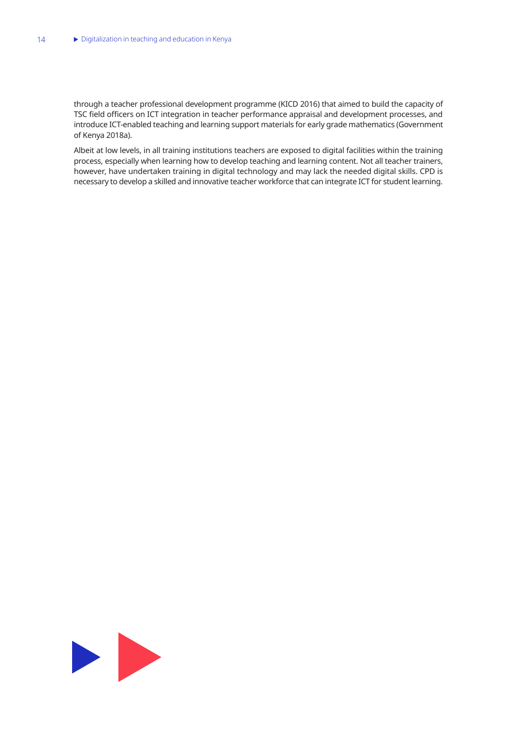through a teacher professional development programme (KICD 2016) that aimed to build the capacity of TSC field officers on ICT integration in teacher performance appraisal and development processes, and introduce ICT-enabled teaching and learning support materials for early grade mathematics (Government of Kenya 2018a).

Albeit at low levels, in all training institutions teachers are exposed to digital facilities within the training process, especially when learning how to develop teaching and learning content. Not all teacher trainers, however, have undertaken training in digital technology and may lack the needed digital skills. CPD is necessary to develop a skilled and innovative teacher workforce that can integrate ICT for student learning.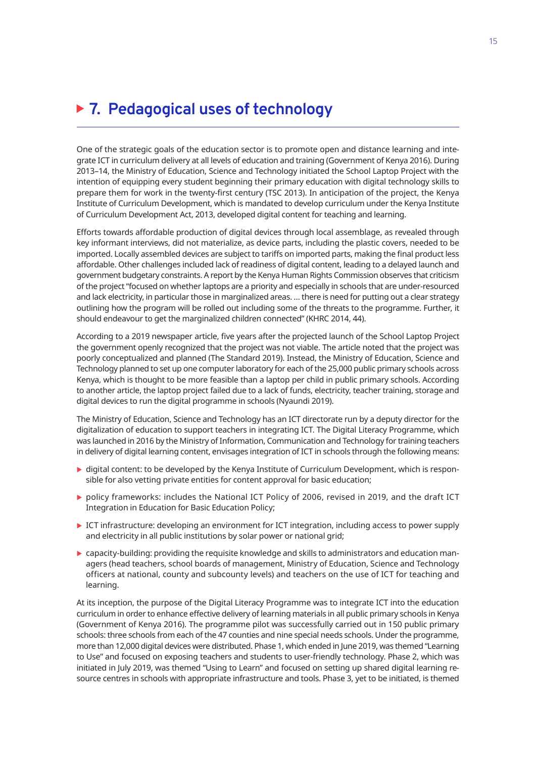# 7. Pedagogical uses of technology

One of the strategic goals of the education sector is to promote open and distance learning and integrate ICT in curriculum delivery at all levels of education and training (Government of Kenya 2016). During 2013–14, the Ministry of Education, Science and Technology initiated the School Laptop Project with the intention of equipping every student beginning their primary education with digital technology skills to prepare them for work in the twenty-first century (TSC 2013). In anticipation of the project, the Kenya Institute of Curriculum Development, which is mandated to develop curriculum under the Kenya Institute of Curriculum Development Act, 2013, developed digital content for teaching and learning.

Efforts towards affordable production of digital devices through local assemblage, as revealed through key informant interviews, did not materialize, as device parts, including the plastic covers, needed to be imported. Locally assembled devices are subject to tariffs on imported parts, making the final product less affordable. Other challenges included lack of readiness of digital content, leading to a delayed launch and government budgetary constraints. A report by the Kenya Human Rights Commission observes that criticism of the project "focused on whether laptops are a priority and especially in schools that are under-resourced and lack electricity, in particular those in marginalized areas. … there is need for putting out a clear strategy outlining how the program will be rolled out including some of the threats to the programme. Further, it should endeavour to get the marginalized children connected" (KHRC 2014, 44).

According to a 2019 newspaper article, five years after the projected launch of the School Laptop Project the government openly recognized that the project was not viable. The article noted that the project was poorly conceptualized and planned (The Standard 2019). Instead, the Ministry of Education, Science and Technology planned to set up one computer laboratory for each of the 25,000 public primary schools across Kenya, which is thought to be more feasible than a laptop per child in public primary schools. According to another article, the laptop project failed due to a lack of funds, electricity, teacher training, storage and digital devices to run the digital programme in schools (Nyaundi 2019).

The Ministry of Education, Science and Technology has an ICT directorate run by a deputy director for the digitalization of education to support teachers in integrating ICT. The Digital Literacy Programme, which was launched in 2016 by the Ministry of Information, Communication and Technology for training teachers in delivery of digital learning content, envisages integration of ICT in schools through the following means:

- digital content: to be developed by the Kenya Institute of Curriculum Development, which is responsible for also vetting private entities for content approval for basic education;
- policy frameworks: includes the National ICT Policy of 2006, revised in 2019, and the draft ICT Integration in Education for Basic Education Policy;
- ICT infrastructure: developing an environment for ICT integration, including access to power supply and electricity in all public institutions by solar power or national grid;
- capacity-building: providing the requisite knowledge and skills to administrators and education managers (head teachers, school boards of management, Ministry of Education, Science and Technology officers at national, county and subcounty levels) and teachers on the use of ICT for teaching and learning.

At its inception, the purpose of the Digital Literacy Programme was to integrate ICT into the education curriculum in order to enhance effective delivery of learning materials in all public primary schools in Kenya (Government of Kenya 2016). The programme pilot was successfully carried out in 150 public primary schools: three schools from each of the 47 counties and nine special needs schools. Under the programme, more than 12,000 digital devices were distributed. Phase 1, which ended in June 2019, was themed "Learning to Use" and focused on exposing teachers and students to user-friendly technology. Phase 2, which was initiated in July 2019, was themed "Using to Learn" and focused on setting up shared digital learning resource centres in schools with appropriate infrastructure and tools. Phase 3, yet to be initiated, is themed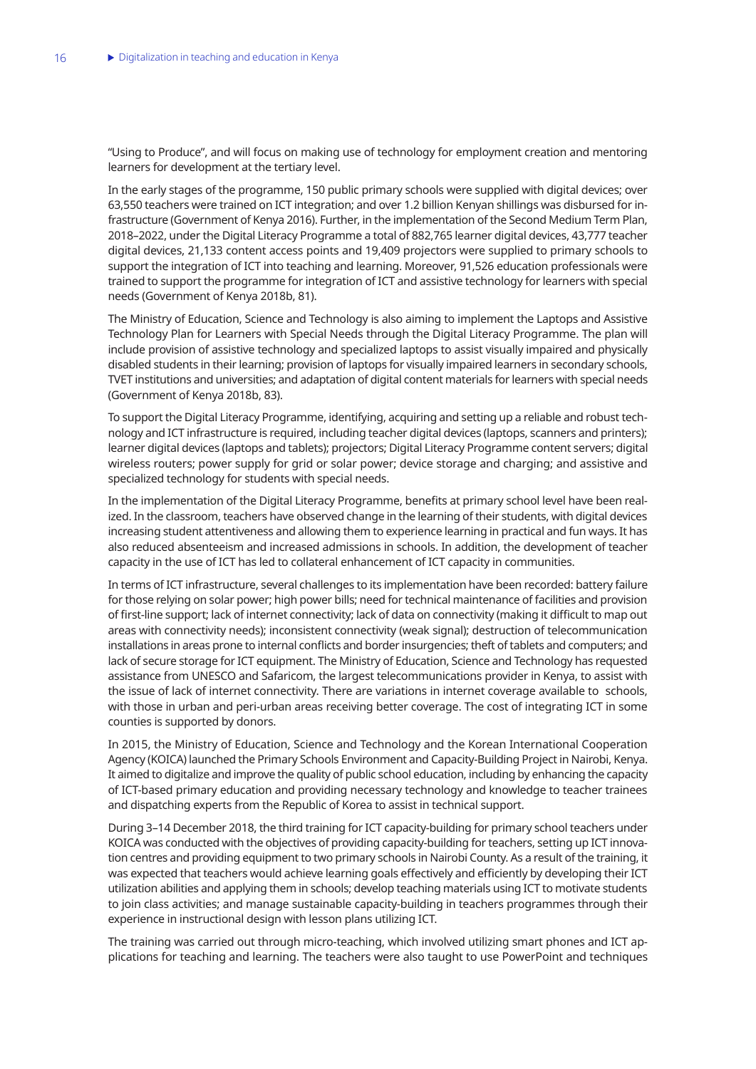"Using to Produce", and will focus on making use of technology for employment creation and mentoring learners for development at the tertiary level.

In the early stages of the programme, 150 public primary schools were supplied with digital devices; over 63,550 teachers were trained on ICT integration; and over 1.2 billion Kenyan shillings was disbursed for infrastructure (Government of Kenya 2016). Further, in the implementation of the Second Medium Term Plan, 2018–2022, under the Digital Literacy Programme a total of 882,765 learner digital devices, 43,777 teacher digital devices, 21,133 content access points and 19,409 projectors were supplied to primary schools to support the integration of ICT into teaching and learning. Moreover, 91,526 education professionals were trained to support the programme for integration of ICT and assistive technology for learners with special needs (Government of Kenya 2018b, 81).

The Ministry of Education, Science and Technology is also aiming to implement the Laptops and Assistive Technology Plan for Learners with Special Needs through the Digital Literacy Programme. The plan will include provision of assistive technology and specialized laptops to assist visually impaired and physically disabled students in their learning; provision of laptops for visually impaired learners in secondary schools, TVET institutions and universities; and adaptation of digital content materials for learners with special needs (Government of Kenya 2018b, 83).

To support the Digital Literacy Programme, identifying, acquiring and setting up a reliable and robust technology and ICT infrastructure is required, including teacher digital devices (laptops, scanners and printers); learner digital devices (laptops and tablets); projectors; Digital Literacy Programme content servers; digital wireless routers; power supply for grid or solar power; device storage and charging; and assistive and specialized technology for students with special needs.

In the implementation of the Digital Literacy Programme, benefits at primary school level have been realized. In the classroom, teachers have observed change in the learning of their students, with digital devices increasing student attentiveness and allowing them to experience learning in practical and fun ways. It has also reduced absenteeism and increased admissions in schools. In addition, the development of teacher capacity in the use of ICT has led to collateral enhancement of ICT capacity in communities.

In terms of ICT infrastructure, several challenges to its implementation have been recorded: battery failure for those relying on solar power; high power bills; need for technical maintenance of facilities and provision of first-line support; lack of internet connectivity; lack of data on connectivity (making it difficult to map out areas with connectivity needs); inconsistent connectivity (weak signal); destruction of telecommunication installations in areas prone to internal conflicts and border insurgencies; theft of tablets and computers; and lack of secure storage for ICT equipment. The Ministry of Education, Science and Technology has requested assistance from UNESCO and Safaricom, the largest telecommunications provider in Kenya, to assist with the issue of lack of internet connectivity. There are variations in internet coverage available to schools, with those in urban and peri-urban areas receiving better coverage. The cost of integrating ICT in some counties is supported by donors.

In 2015, the Ministry of Education, Science and Technology and the Korean International Cooperation Agency (KOICA) launched the Primary Schools Environment and Capacity-Building Project in Nairobi, Kenya. It aimed to digitalize and improve the quality of public school education, including by enhancing the capacity of ICT-based primary education and providing necessary technology and knowledge to teacher trainees and dispatching experts from the Republic of Korea to assist in technical support.

During 3–14 December 2018, the third training for ICT capacity-building for primary school teachers under KOICA was conducted with the objectives of providing capacity-building for teachers, setting up ICT innovation centres and providing equipment to two primary schools in Nairobi County. As a result of the training, it was expected that teachers would achieve learning goals effectively and efficiently by developing their ICT utilization abilities and applying them in schools; develop teaching materials using ICT to motivate students to join class activities; and manage sustainable capacity-building in teachers programmes through their experience in instructional design with lesson plans utilizing ICT.

The training was carried out through micro-teaching, which involved utilizing smart phones and ICT applications for teaching and learning. The teachers were also taught to use PowerPoint and techniques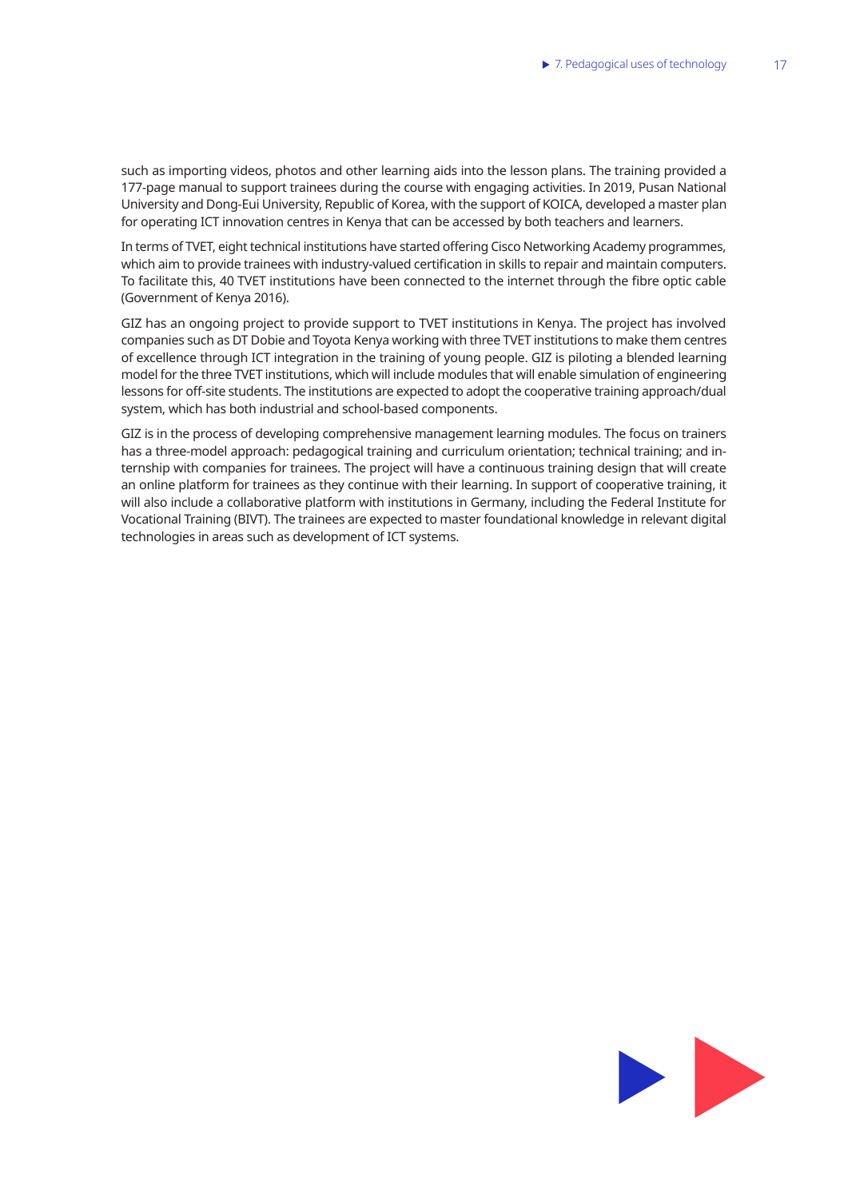such as importing videos, photos and other learning aids into the lesson plans. The training provided a 177-page manual to support trainees during the course with engaging activities. In 2019, Pusan National University and Dong-Eui University, Republic of Korea, with the support of KOICA, developed a master plan for operating ICT innovation centres in Kenya that can be accessed by both teachers and learners.

In terms of TVET, eight technical institutions have started offering Cisco Networking Academy programmes, which aim to provide trainees with industry-valued certification in skills to repair and maintain computers. To facilitate this, 40 TVET institutions have been connected to the internet through the fibre optic cable (Government of Kenya 2016).

GIZ has an ongoing project to provide support to TVET institutions in Kenya. The project has involved companies such as DT Dobie and Toyota Kenya working with three TVET institutions to make them centres of excellence through ICT integration in the training of young people. GIZ is piloting a blended learning model for the three TVET institutions, which will include modules that will enable simulation of engineering lessons for off-site students. The institutions are expected to adopt the cooperative training approach/dual system, which has both industrial and school-based components.

GIZ is in the process of developing comprehensive management learning modules. The focus on trainers has a three-model approach: pedagogical training and curriculum orientation; technical training; and internship with companies for trainees. The project will have a continuous training design that will create an online platform for trainees as they continue with their learning. In support of cooperative training, it will also include a collaborative platform with institutions in Germany, including the Federal Institute for Vocational Training (BIVT). The trainees are expected to master foundational knowledge in relevant digital technologies in areas such as development of ICT systems.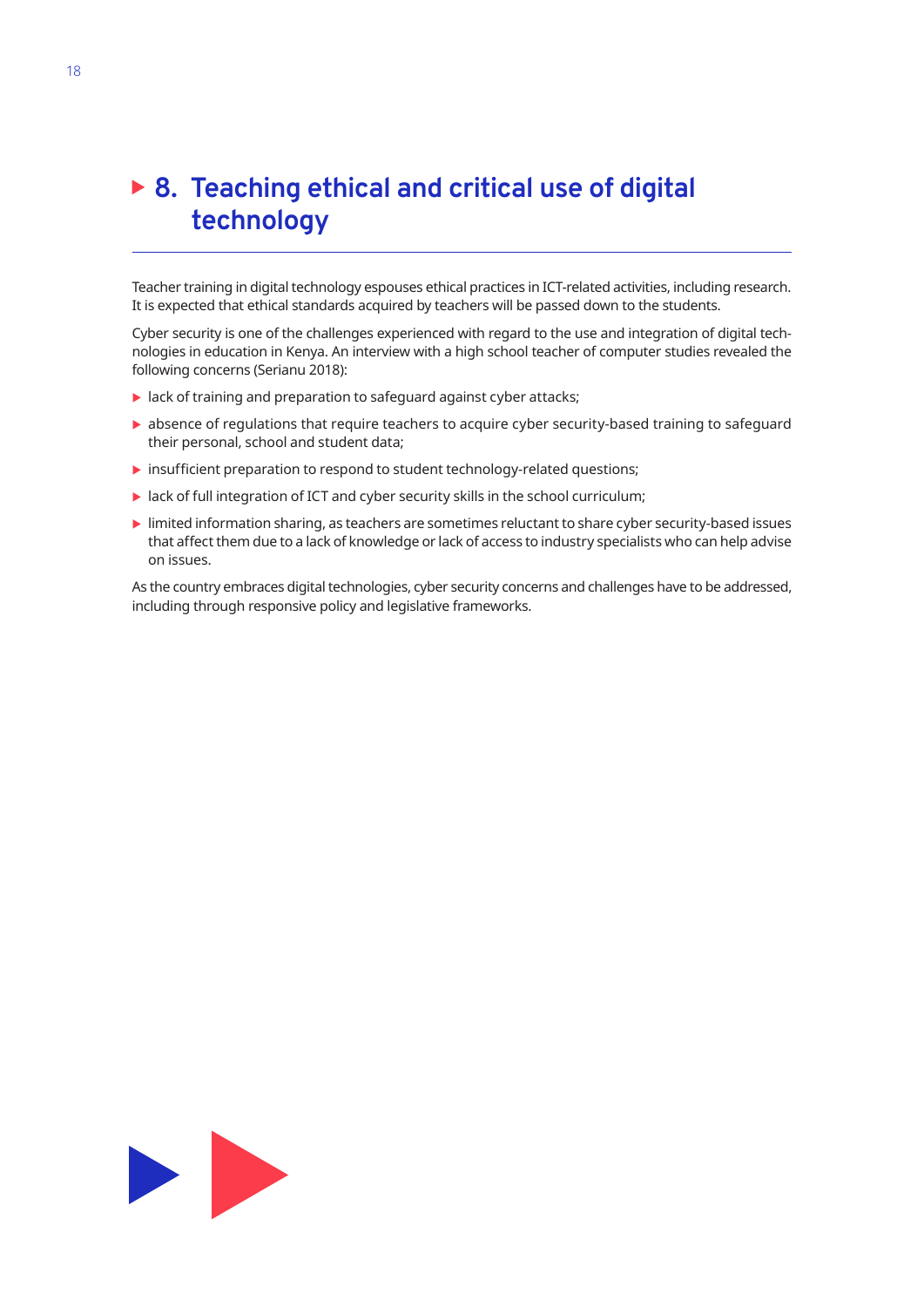# 8. Teaching ethical and critical use of digital technology

Teacher training in digital technology espouses ethical practices in ICT-related activities, including research. It is expected that ethical standards acquired by teachers will be passed down to the students.

Cyber security is one of the challenges experienced with regard to the use and integration of digital technologies in education in Kenya. An interview with a high school teacher of computer studies revealed the following concerns (Serianu 2018):

- lack of training and preparation to safeguard against cyber attacks;
- absence of regulations that require teachers to acquire cyber security-based training to safeguard their personal, school and student data;
- insufficient preparation to respond to student technology-related questions;
- lack of full integration of ICT and cyber security skills in the school curriculum;
- limited information sharing, as teachers are sometimes reluctant to share cyber security-based issues that affect them due to a lack of knowledge or lack of access to industry specialists who can help advise on issues.

As the country embraces digital technologies, cyber security concerns and challenges have to be addressed, including through responsive policy and legislative frameworks.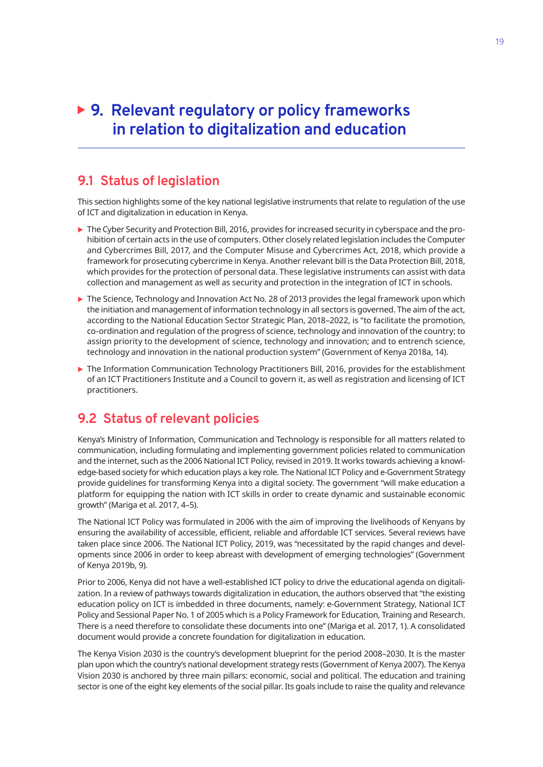# 9. Relevant regulatory or policy frameworks in relation to digitalization and education

## 9.1 Status of legislation

This section highlights some of the key national legislative instruments that relate to regulation of the use of ICT and digitalization in education in Kenya.

- The Cyber Security and Protection Bill, 2016, provides for increased security in cyberspace and the prohibition of certain acts in the use of computers. Other closely related legislation includes the Computer and Cybercrimes Bill, 2017, and the Computer Misuse and Cybercrimes Act, 2018, which provide a framework for prosecuting cybercrime in Kenya. Another relevant bill is the Data Protection Bill, 2018, which provides for the protection of personal data. These legislative instruments can assist with data collection and management as well as security and protection in the integration of ICT in schools.
- The Science, Technology and Innovation Act No. 28 of 2013 provides the legal framework upon which the initiation and management of information technology in all sectors is governed. The aim of the act, according to the National Education Sector Strategic Plan, 2018–2022, is "to facilitate the promotion, co-ordination and regulation of the progress of science, technology and innovation of the country; to assign priority to the development of science, technology and innovation; and to entrench science, technology and innovation in the national production system" (Government of Kenya 2018a, 14).
- The Information Communication Technology Practitioners Bill, 2016, provides for the establishment of an ICT Practitioners Institute and a Council to govern it, as well as registration and licensing of ICT practitioners.

## 9.2 Status of relevant policies

Kenya's Ministry of Information, Communication and Technology is responsible for all matters related to communication, including formulating and implementing government policies related to communication and the internet, such as the 2006 National ICT Policy, revised in 2019. It works towards achieving a knowledge-based society for which education plays a key role. The National ICT Policy and e-Government Strategy provide guidelines for transforming Kenya into a digital society. The government "will make education a platform for equipping the nation with ICT skills in order to create dynamic and sustainable economic growth" (Mariga et al. 2017, 4–5).

The National ICT Policy was formulated in 2006 with the aim of improving the livelihoods of Kenyans by ensuring the availability of accessible, efficient, reliable and affordable ICT services. Several reviews have taken place since 2006. The National ICT Policy, 2019, was "necessitated by the rapid changes and developments since 2006 in order to keep abreast with development of emerging technologies" (Government of Kenya 2019b, 9).

Prior to 2006, Kenya did not have a well-established ICT policy to drive the educational agenda on digitalization. In a review of pathways towards digitalization in education, the authors observed that "the existing education policy on ICT is imbedded in three documents, namely: e-Government Strategy, National ICT Policy and Sessional Paper No. 1 of 2005 which is a Policy Framework for Education, Training and Research. There is a need therefore to consolidate these documents into one" (Mariga et al. 2017, 1). A consolidated document would provide a concrete foundation for digitalization in education.

The Kenya Vision 2030 is the country's development blueprint for the period 2008–2030. It is the master plan upon which the country's national development strategy rests (Government of Kenya 2007). The Kenya Vision 2030 is anchored by three main pillars: economic, social and political. The education and training sector is one of the eight key elements of the social pillar. Its goals include to raise the quality and relevance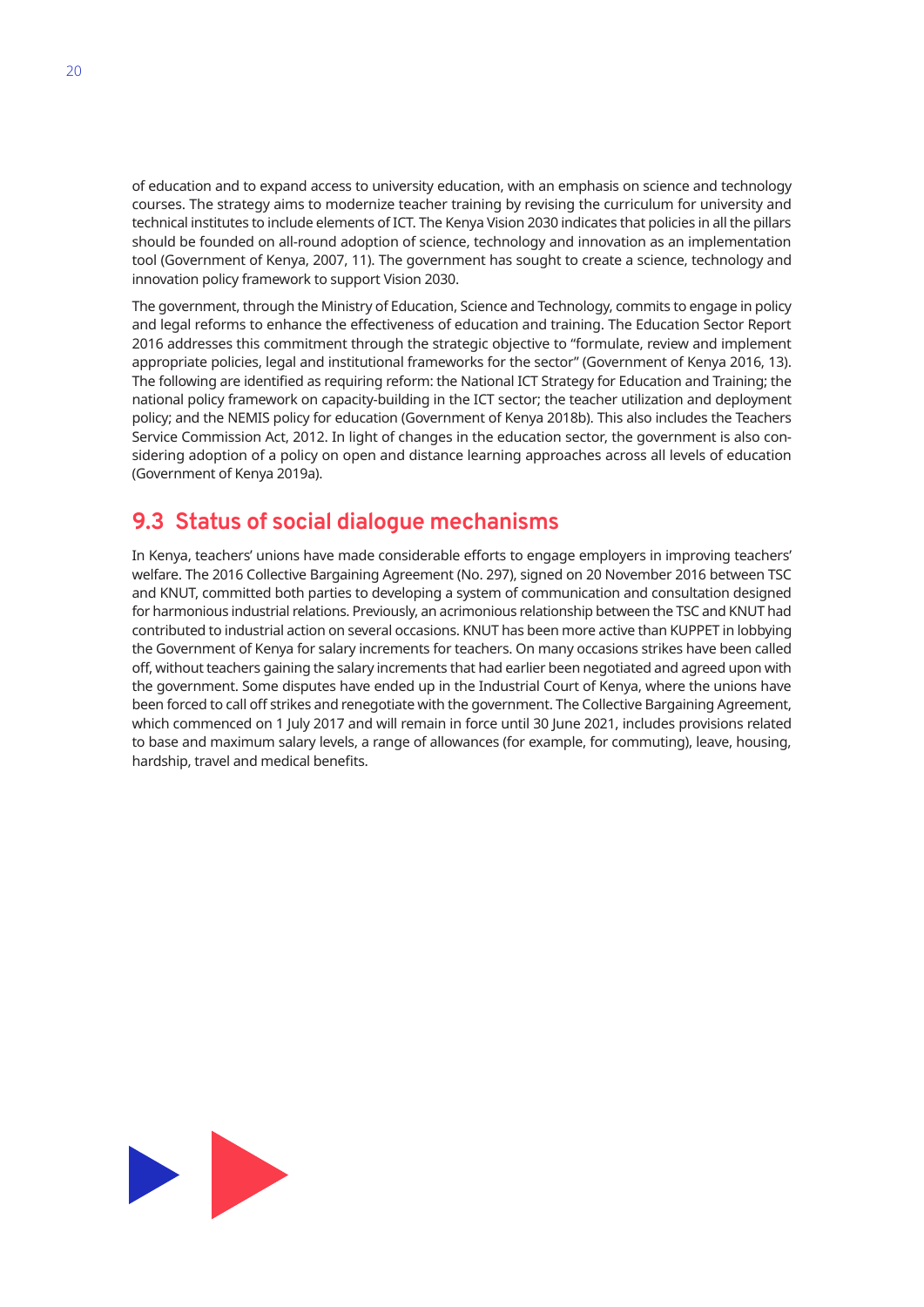of education and to expand access to university education, with an emphasis on science and technology courses. The strategy aims to modernize teacher training by revising the curriculum for university and technical institutes to include elements of ICT. The Kenya Vision 2030 indicates that policies in all the pillars should be founded on all-round adoption of science, technology and innovation as an implementation tool (Government of Kenya, 2007, 11). The government has sought to create a science, technology and innovation policy framework to support Vision 2030.

The government, through the Ministry of Education, Science and Technology, commits to engage in policy and legal reforms to enhance the effectiveness of education and training. The Education Sector Report 2016 addresses this commitment through the strategic objective to "formulate, review and implement appropriate policies, legal and institutional frameworks for the sector" (Government of Kenya 2016, 13). The following are identified as requiring reform: the National ICT Strategy for Education and Training; the national policy framework on capacity-building in the ICT sector; the teacher utilization and deployment policy; and the NEMIS policy for education (Government of Kenya 2018b). This also includes the Teachers Service Commission Act, 2012. In light of changes in the education sector, the government is also considering adoption of a policy on open and distance learning approaches across all levels of education (Government of Kenya 2019a).

## 9.3 Status of social dialogue mechanisms

In Kenya, teachers' unions have made considerable efforts to engage employers in improving teachers' welfare. The 2016 Collective Bargaining Agreement (No. 297), signed on 20 November 2016 between TSC and KNUT, committed both parties to developing a system of communication and consultation designed for harmonious industrial relations. Previously, an acrimonious relationship between the TSC and KNUT had contributed to industrial action on several occasions. KNUT has been more active than KUPPET in lobbying the Government of Kenya for salary increments for teachers. On many occasions strikes have been called off, without teachers gaining the salary increments that had earlier been negotiated and agreed upon with the government. Some disputes have ended up in the Industrial Court of Kenya, where the unions have been forced to call off strikes and renegotiate with the government. The Collective Bargaining Agreement, which commenced on 1 July 2017 and will remain in force until 30 June 2021, includes provisions related to base and maximum salary levels, a range of allowances (for example, for commuting), leave, housing, hardship, travel and medical benefits.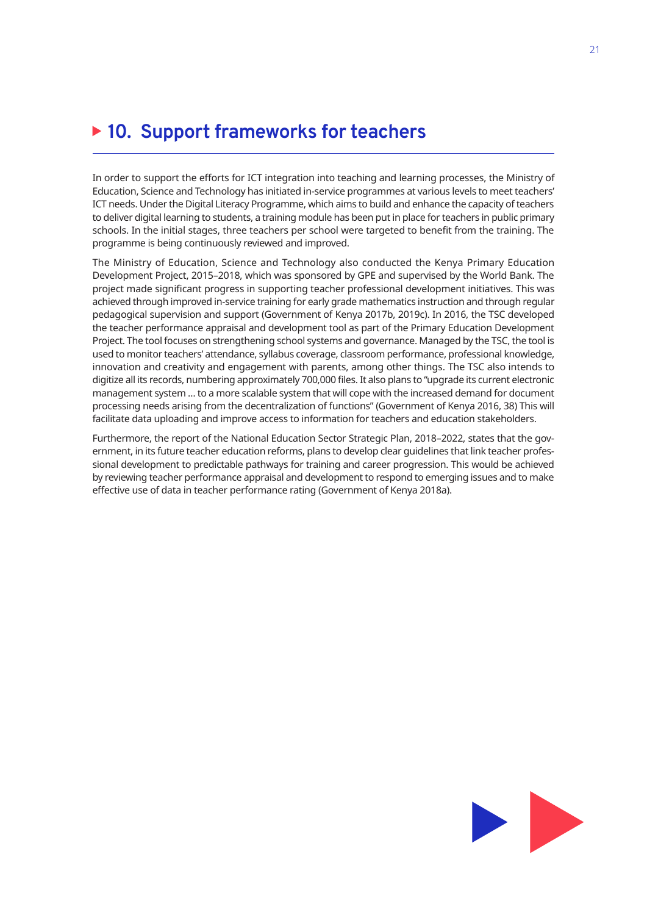# 10. Support frameworks for teachers

In order to support the efforts for ICT integration into teaching and learning processes, the Ministry of Education, Science and Technology has initiated in-service programmes at various levels to meet teachers' ICT needs. Under the Digital Literacy Programme, which aims to build and enhance the capacity of teachers to deliver digital learning to students, a training module has been put in place for teachers in public primary schools. In the initial stages, three teachers per school were targeted to benefit from the training. The programme is being continuously reviewed and improved.

The Ministry of Education, Science and Technology also conducted the Kenya Primary Education Development Project, 2015–2018, which was sponsored by GPE and supervised by the World Bank. The project made significant progress in supporting teacher professional development initiatives. This was achieved through improved in-service training for early grade mathematics instruction and through regular pedagogical supervision and support (Government of Kenya 2017b, 2019c). In 2016, the TSC developed the teacher performance appraisal and development tool as part of the Primary Education Development Project. The tool focuses on strengthening school systems and governance. Managed by the TSC, the tool is used to monitor teachers' attendance, syllabus coverage, classroom performance, professional knowledge, innovation and creativity and engagement with parents, among other things. The TSC also intends to digitize all its records, numbering approximately 700,000 files. It also plans to "upgrade its current electronic management system ... to a more scalable system that will cope with the increased demand for document processing needs arising from the decentralization of functions" (Government of Kenya 2016, 38) This will facilitate data uploading and improve access to information for teachers and education stakeholders.

Furthermore, the report of the National Education Sector Strategic Plan, 2018–2022, states that the government, in its future teacher education reforms, plans to develop clear guidelines that link teacher professional development to predictable pathways for training and career progression. This would be achieved by reviewing teacher performance appraisal and development to respond to emerging issues and to make effective use of data in teacher performance rating (Government of Kenya 2018a).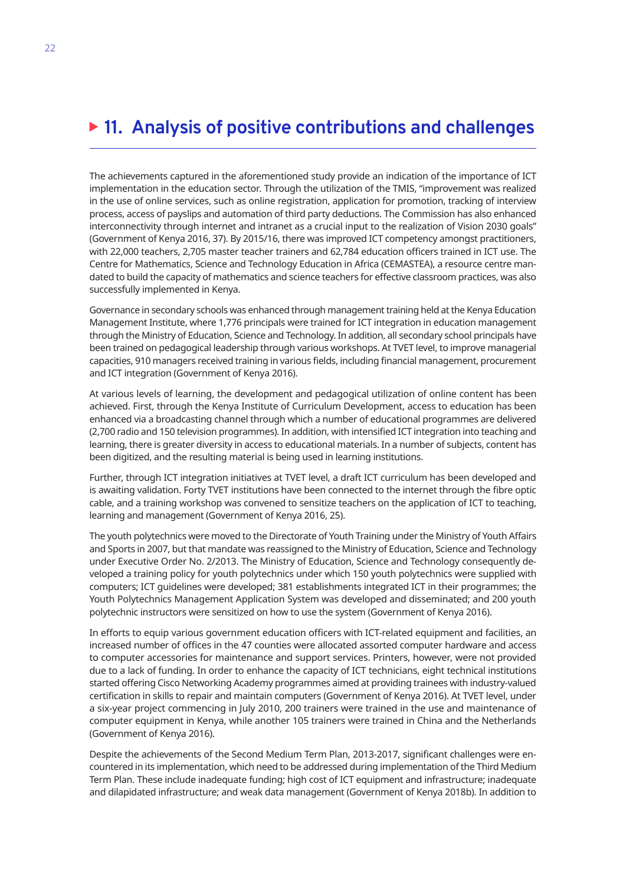# 11. Analysis of positive contributions and challenges

The achievements captured in the aforementioned study provide an indication of the importance of ICT implementation in the education sector. Through the utilization of the TMIS, "improvement was realized in the use of online services, such as online registration, application for promotion, tracking of interview process, access of payslips and automation of third party deductions. The Commission has also enhanced interconnectivity through internet and intranet as a crucial input to the realization of Vision 2030 goals" (Government of Kenya 2016, 37). By 2015/16, there was improved ICT competency amongst practitioners, with 22,000 teachers, 2,705 master teacher trainers and 62,784 education officers trained in ICT use. The Centre for Mathematics, Science and Technology Education in Africa (CEMASTEA), a resource centre mandated to build the capacity of mathematics and science teachers for effective classroom practices, was also successfully implemented in Kenya.

Governance in secondary schools was enhanced through management training held at the Kenya Education Management Institute, where 1,776 principals were trained for ICT integration in education management through the Ministry of Education, Science and Technology. In addition, all secondary school principals have been trained on pedagogical leadership through various workshops. At TVET level, to improve managerial capacities, 910 managers received training in various fields, including financial management, procurement and ICT integration (Government of Kenya 2016).

At various levels of learning, the development and pedagogical utilization of online content has been achieved. First, through the Kenya Institute of Curriculum Development, access to education has been enhanced via a broadcasting channel through which a number of educational programmes are delivered (2,700 radio and 150 television programmes). In addition, with intensified ICT integration into teaching and learning, there is greater diversity in access to educational materials. In a number of subjects, content has been digitized, and the resulting material is being used in learning institutions.

Further, through ICT integration initiatives at TVET level, a draft ICT curriculum has been developed and is awaiting validation. Forty TVET institutions have been connected to the internet through the fibre optic cable, and a training workshop was convened to sensitize teachers on the application of ICT to teaching, learning and management (Government of Kenya 2016, 25).

The youth polytechnics were moved to the Directorate of Youth Training under the Ministry of Youth Affairs and Sports in 2007, but that mandate was reassigned to the Ministry of Education, Science and Technology under Executive Order No. 2/2013. The Ministry of Education, Science and Technology consequently developed a training policy for youth polytechnics under which 150 youth polytechnics were supplied with computers; ICT guidelines were developed; 381 establishments integrated ICT in their programmes; the Youth Polytechnics Management Application System was developed and disseminated; and 200 youth polytechnic instructors were sensitized on how to use the system (Government of Kenya 2016).

In efforts to equip various government education officers with ICT-related equipment and facilities, an increased number of offices in the 47 counties were allocated assorted computer hardware and access to computer accessories for maintenance and support services. Printers, however, were not provided due to a lack of funding. In order to enhance the capacity of ICT technicians, eight technical institutions started offering Cisco Networking Academy programmes aimed at providing trainees with industry-valued certification in skills to repair and maintain computers (Government of Kenya 2016). At TVET level, under a six-year project commencing in July 2010, 200 trainers were trained in the use and maintenance of computer equipment in Kenya, while another 105 trainers were trained in China and the Netherlands (Government of Kenya 2016).

Despite the achievements of the Second Medium Term Plan, 2013-2017, significant challenges were encountered in its implementation, which need to be addressed during implementation of the Third Medium Term Plan. These include inadequate funding; high cost of ICT equipment and infrastructure; inadequate and dilapidated infrastructure; and weak data management (Government of Kenya 2018b). In addition to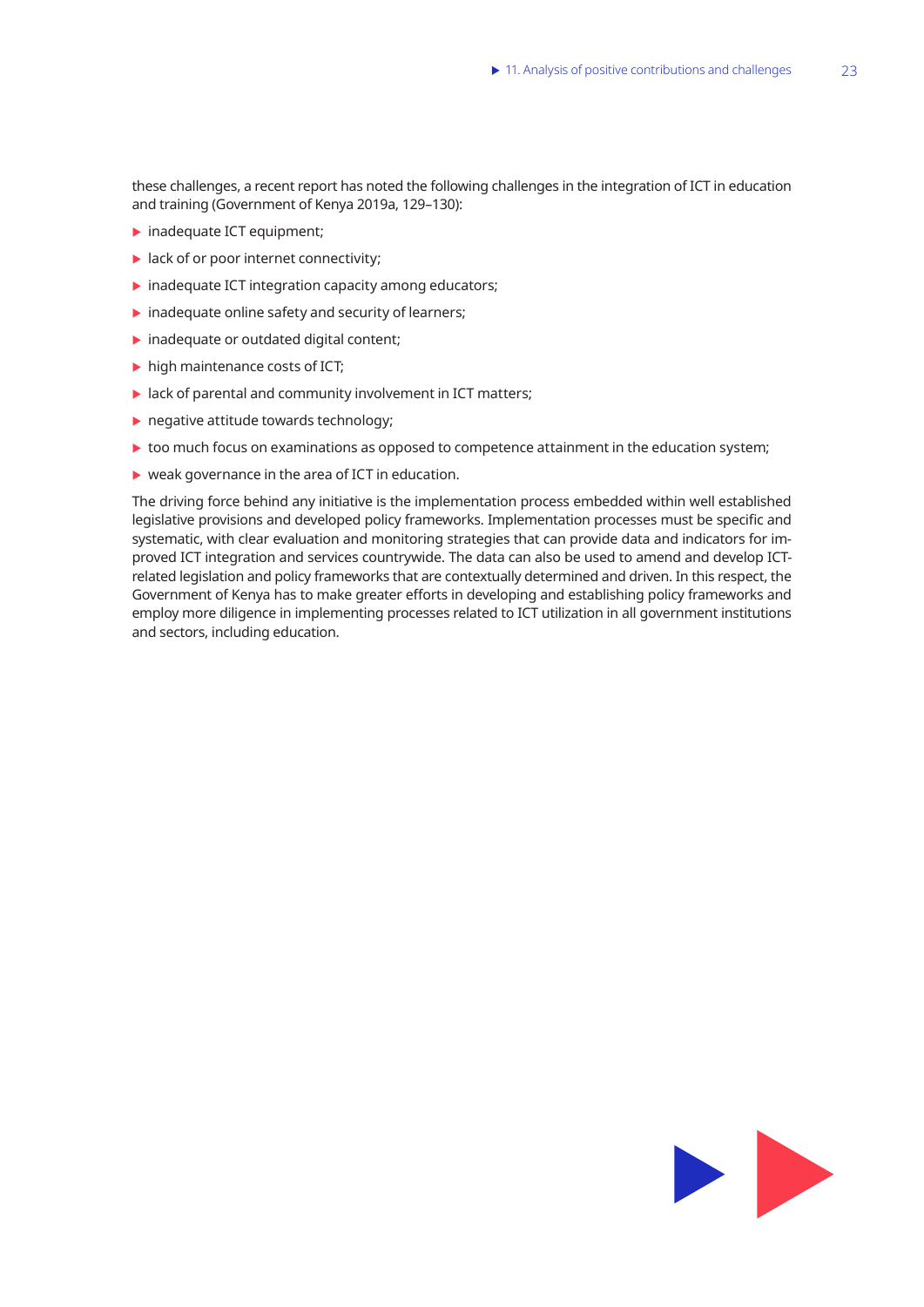these challenges, a recent report has noted the following challenges in the integration of ICT in education and training (Government of Kenya 2019a, 129–130):

- inadequate ICT equipment;
- lack of or poor internet connectivity;
- inadequate ICT integration capacity among educators;
- inadequate online safety and security of learners;
- inadequate or outdated digital content;
- high maintenance costs of ICT;
- lack of parental and community involvement in ICT matters;
- negative attitude towards technology;
- too much focus on examinations as opposed to competence attainment in the education system;
- weak governance in the area of ICT in education.

The driving force behind any initiative is the implementation process embedded within well established legislative provisions and developed policy frameworks. Implementation processes must be specific and systematic, with clear evaluation and monitoring strategies that can provide data and indicators for improved ICT integration and services countrywide. The data can also be used to amend and develop ICT-related legislation and policy frameworks that are contextually determined and driven. In this respect, the Government of Kenya has to make greater efforts in developing and establishing policy frameworks and employ more diligence in implementing processes related to ICT utilization in all government institutions and sectors, including education.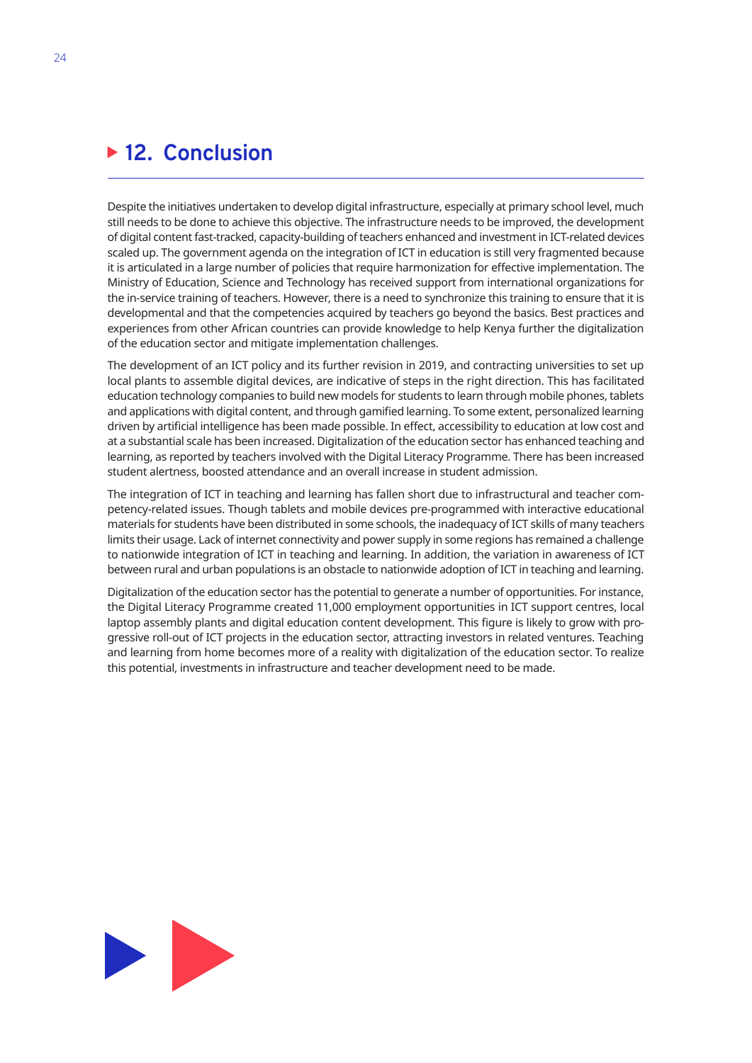# 12. Conclusion

Despite the initiatives undertaken to develop digital infrastructure, especially at primary school level, much still needs to be done to achieve this objective. The infrastructure needs to be improved, the development of digital content fast-tracked, capacity-building of teachers enhanced and investment in ICT-related devices scaled up. The government agenda on the integration of ICT in education is still very fragmented because it is articulated in a large number of policies that require harmonization for effective implementation. The Ministry of Education, Science and Technology has received support from international organizations for the in-service training of teachers. However, there is a need to synchronize this training to ensure that it is developmental and that the competencies acquired by teachers go beyond the basics. Best practices and experiences from other African countries can provide knowledge to help Kenya further the digitalization of the education sector and mitigate implementation challenges.

The development of an ICT policy and its further revision in 2019, and contracting universities to set up local plants to assemble digital devices, are indicative of steps in the right direction. This has facilitated education technology companies to build new models for students to learn through mobile phones, tablets and applications with digital content, and through gamified learning. To some extent, personalized learning driven by artificial intelligence has been made possible. In effect, accessibility to education at low cost and at a substantial scale has been increased. Digitalization of the education sector has enhanced teaching and learning, as reported by teachers involved with the Digital Literacy Programme. There has been increased student alertness, boosted attendance and an overall increase in student admission.

The integration of ICT in teaching and learning has fallen short due to infrastructural and teacher competency-related issues. Though tablets and mobile devices pre-programmed with interactive educational materials for students have been distributed in some schools, the inadequacy of ICT skills of many teachers limits their usage. Lack of internet connectivity and power supply in some regions has remained a challenge to nationwide integration of ICT in teaching and learning. In addition, the variation in awareness of ICT between rural and urban populations is an obstacle to nationwide adoption of ICT in teaching and learning.

Digitalization of the education sector has the potential to generate a number of opportunities. For instance, the Digital Literacy Programme created 11,000 employment opportunities in ICT support centres, local laptop assembly plants and digital education content development. This figure is likely to grow with progressive roll-out of ICT projects in the education sector, attracting investors in related ventures. Teaching and learning from home becomes more of a reality with digitalization of the education sector. To realize this potential, investments in infrastructure and teacher development need to be made.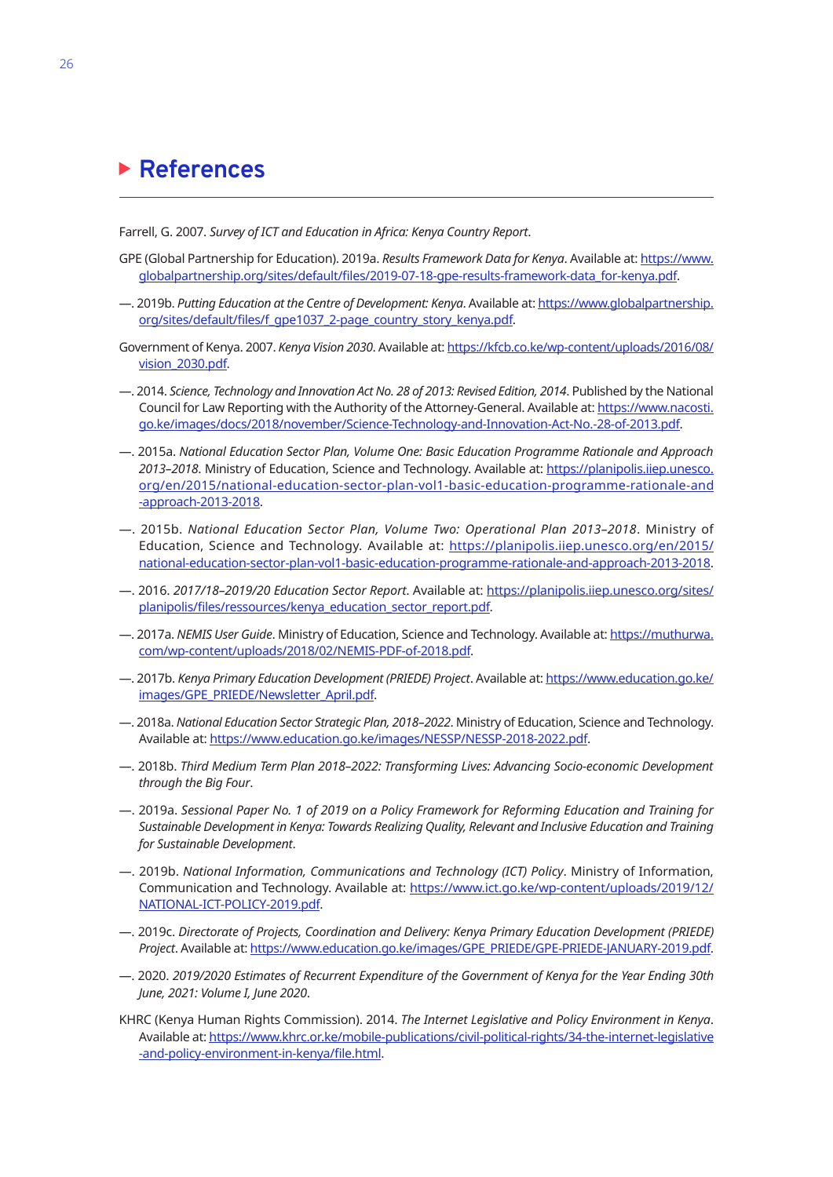# References

Farrell, G. 2007. *Survey of ICT and Education in Africa: Kenya Country Report*.

GPE (Global Partnership for Education). 2019a. *Results Framework Data for Kenya*. Available at: https://www.globalpartnership.org/sites/default/files/2019-07-18-gpe-results-framework-data_for-kenya.pdf.

—. 2019b. *Putting Education at the Centre of Development: Kenya*. Available at: https://www.globalpartnership.org/sites/default/files/f_gpe1037_2-page_country_story_kenya.pdf.

Government of Kenya. 2007. *Kenya Vision 2030*. Available at: https://kfcb.co.ke/wp-content/uploads/2016/08/vision_2030.pdf.

—. 2014. *Science, Technology and Innovation Act No. 28 of 2013: Revised Edition, 2014*. Published by the National Council for Law Reporting with the Authority of the Attorney-General. Available at: https://www.nacosti.go.ke/images/docs/2018/november/Science-Technology-and-Innovation-Act-No.-28-of-2013.pdf.

—. 2015a. *National Education Sector Plan, Volume One: Basic Education Programme Rationale and Approach 2013–2018*. Ministry of Education, Science and Technology. Available at: https://planipolis.iiep.unesco.org/en/2015/national-education-sector-plan-vol1-basic-education-programme-rationale-and-approach-2013-2018.

—. 2015b. *National Education Sector Plan, Volume Two: Operational Plan 2013–2018*. Ministry of Education, Science and Technology. Available at: https://planipolis.iiep.unesco.org/en/2015/national-education-sector-plan-vol1-basic-education-programme-rationale-and-approach-2013-2018.

—. 2016. *2017/18–2019/20 Education Sector Report*. Available at: https://planipolis.iiep.unesco.org/sites/planipolis/files/ressources/kenya_education_sector_report.pdf.

—. 2017a. *NEMIS User Guide*. Ministry of Education, Science and Technology. Available at: https://muthurwa.com/wp-content/uploads/2018/02/NEMIS-PDF-of-2018.pdf.

—. 2017b. *Kenya Primary Education Development (PRIEDE) Project*. Available at: https://www.education.go.ke/images/GPE_PRIEDE/Newsletter_April.pdf.

—. 2018a. *National Education Sector Strategic Plan, 2018–2022*. Ministry of Education, Science and Technology. Available at: https://www.education.go.ke/images/NESSP/NESSP-2018-2022.pdf.

—. 2018b. *Third Medium Term Plan 2018–2022: Transforming Lives: Advancing Socio-economic Development through the Big Four*.

—. 2019a. *Sessional Paper No. 1 of 2019 on a Policy Framework for Reforming Education and Training for Sustainable Development in Kenya: Towards Realizing Quality, Relevant and Inclusive Education and Training for Sustainable Development*.

—. 2019b. *National Information, Communications and Technology (ICT) Policy*. Ministry of Information, Communication and Technology. Available at: https://www.ict.go.ke/wp-content/uploads/2019/12/NATIONAL-ICT-POLICY-2019.pdf.

—. 2019c. *Directorate of Projects, Coordination and Delivery: Kenya Primary Education Development (PRIEDE) Project*. Available at: https://www.education.go.ke/images/GPE_PRIEDE/GPE-PRIEDE-JANUARY-2019.pdf.

—. 2020. *2019/2020 Estimates of Recurrent Expenditure of the Government of Kenya for the Year Ending 30th June, 2021: Volume I, June 2020*.

KHRC (Kenya Human Rights Commission). 2014. *The Internet Legislative and Policy Environment in Kenya*. Available at: https://www.khrc.or.ke/mobile-publications/civil-political-rights/34-the-internet-legislative-and-policy-environment-in-kenya/file.html.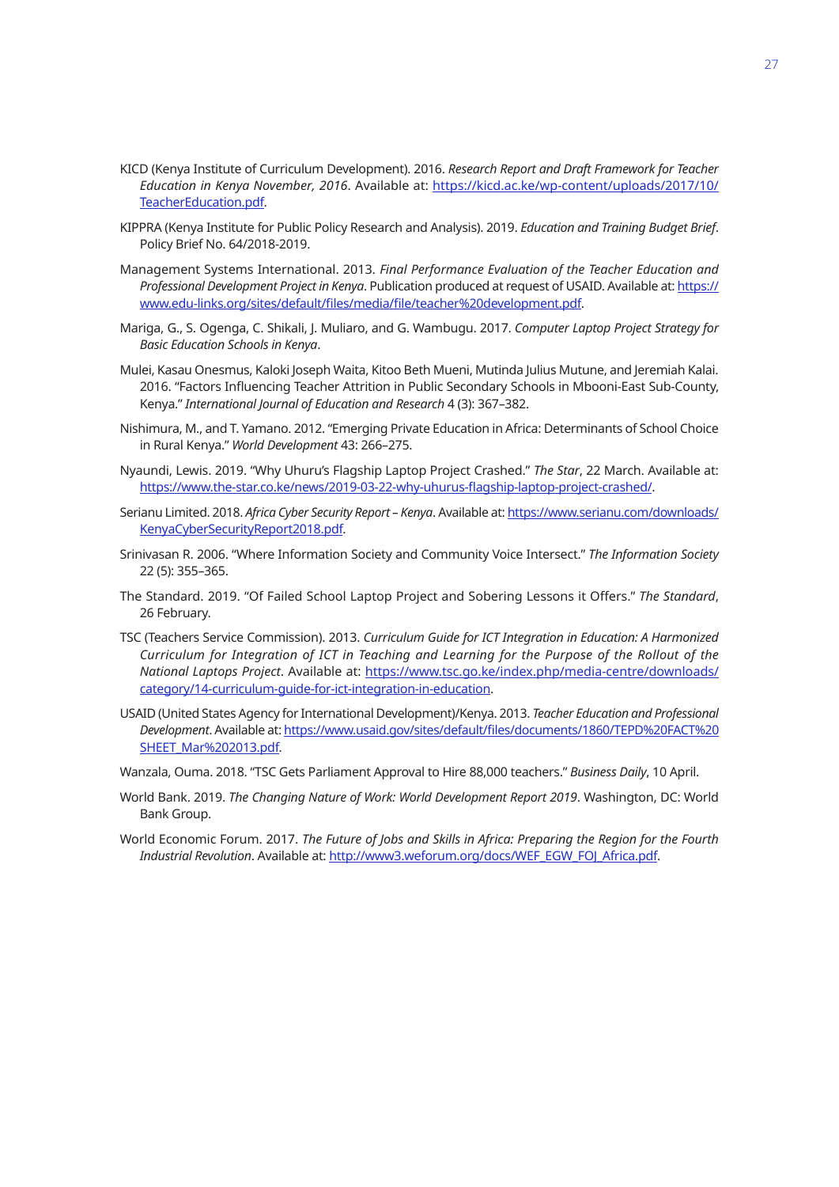KICD (Kenya Institute of Curriculum Development). 2016. *Research Report and Draft Framework for Teacher Education in Kenya November, 2016*. Available at: https://kicd.ac.ke/wp-content/uploads/2017/10/TeacherEducation.pdf.

KIPPRA (Kenya Institute for Public Policy Research and Analysis). 2019. *Education and Training Budget Brief*. Policy Brief No. 64/2018-2019.

Management Systems International. 2013. *Final Performance Evaluation of the Teacher Education and Professional Development Project in Kenya*. Publication produced at request of USAID. Available at: https://www.edu-links.org/sites/default/files/media/file/teacher%20development.pdf.

Mariga, G., S. Ogenga, C. Shikali, J. Muliaro, and G. Wambugu. 2017. *Computer Laptop Project Strategy for Basic Education Schools in Kenya*.

Mulei, Kasau Onesmus, Kaloki Joseph Waita, Kitoo Beth Mueni, Mutinda Julius Mutune, and Jeremiah Kalai. 2016. "Factors Influencing Teacher Attrition in Public Secondary Schools in Mbooni-East Sub-County, Kenya." *International Journal of Education and Research* 4 (3): 367–382.

Nishimura, M., and T. Yamano. 2012. "Emerging Private Education in Africa: Determinants of School Choice in Rural Kenya." *World Development* 43: 266–275.

Nyaundi, Lewis. 2019. "Why Uhuru's Flagship Laptop Project Crashed." *The Star*, 22 March. Available at: https://www.the-star.co.ke/news/2019-03-22-why-uhurus-flagship-laptop-project-crashed/.

Serianu Limited. 2018. *Africa Cyber Security Report – Kenya*. Available at: https://www.serianu.com/downloads/KenyaCyberSecurityReport2018.pdf.

Srinivasan R. 2006. "Where Information Society and Community Voice Intersect." *The Information Society* 22 (5): 355–365.

The Standard. 2019. "Of Failed School Laptop Project and Sobering Lessons it Offers." *The Standard*, 26 February.

TSC (Teachers Service Commission). 2013. *Curriculum Guide for ICT Integration in Education: A Harmonized Curriculum for Integration of ICT in Teaching and Learning for the Purpose of the Rollout of the National Laptops Project*. Available at: https://www.tsc.go.ke/index.php/media-centre/downloads/category/14-curriculum-guide-for-ict-integration-in-education.

USAID (United States Agency for International Development)/Kenya. 2013. *Teacher Education and Professional Development*. Available at: https://www.usaid.gov/sites/default/files/documents/1860/TEPD%20FACT%20SHEET_Mar%202013.pdf.

Wanzala, Ouma. 2018. "TSC Gets Parliament Approval to Hire 88,000 teachers." *Business Daily*, 10 April.

World Bank. 2019. *The Changing Nature of Work: World Development Report 2019*. Washington, DC: World Bank Group.

World Economic Forum. 2017. *The Future of Jobs and Skills in Africa: Preparing the Region for the Fourth Industrial Revolution*. Available at: http://www3.weforum.org/docs/WEF_EGW_FOJ_Africa.pdf.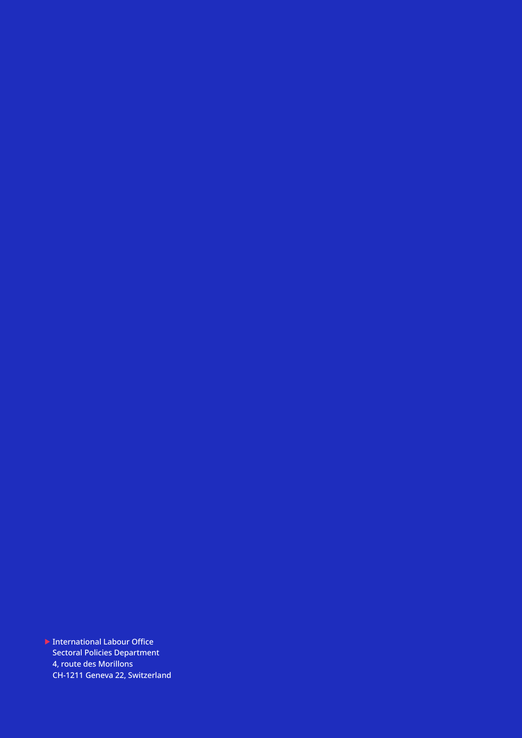International Labour Office
Sectoral Policies Department
4, route des Morillons
CH-1211 Geneva 22, Switzerland